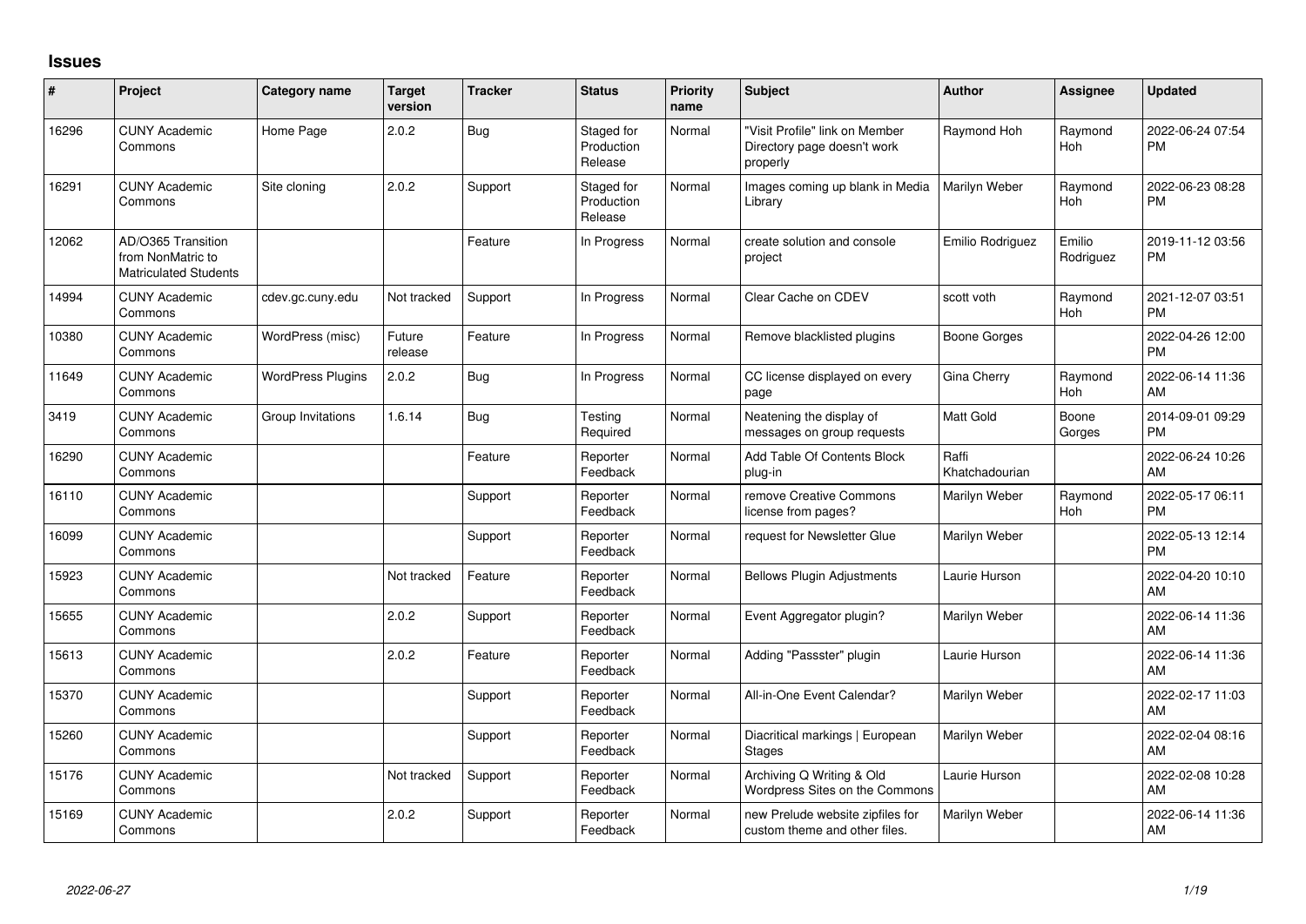## Issues

| # | Project | Category name | Target version | Tracker | Status | Priority name | Subject | Author | Assignee | Updated |
|---|---|---|---|---|---|---|---|---|---|---|
| 16296 | CUNY Academic Commons | Home Page | 2.0.2 | Bug | Staged for Production Release | Normal | "Visit Profile" link on Member Directory page doesn't work properly | Raymond Hoh | Raymond Hoh | 2022-06-24 07:54 PM |
| 16291 | CUNY Academic Commons | Site cloning | 2.0.2 | Support | Staged for Production Release | Normal | Images coming up blank in Media Library | Marilyn Weber | Raymond Hoh | 2022-06-23 08:28 PM |
| 12062 | AD/O365 Transition from NonMatric to Matriculated Students | | | Feature | In Progress | Normal | create solution and console project | Emilio Rodriguez | Emilio Rodriguez | 2019-11-12 03:56 PM |
| 14994 | CUNY Academic Commons | cdev.gc.cuny.edu | Not tracked | Support | In Progress | Normal | Clear Cache on CDEV | scott voth | Raymond Hoh | 2021-12-07 03:51 PM |
| 10380 | CUNY Academic Commons | WordPress (misc) | Future release | Feature | In Progress | Normal | Remove blacklisted plugins | Boone Gorges | | 2022-04-26 12:00 PM |
| 11649 | CUNY Academic Commons | WordPress Plugins | 2.0.2 | Bug | In Progress | Normal | CC license displayed on every page | Gina Cherry | Raymond Hoh | 2022-06-14 11:36 AM |
| 3419 | CUNY Academic Commons | Group Invitations | 1.6.14 | Bug | Testing Required | Normal | Neatening the display of messages on group requests | Matt Gold | Boone Gorges | 2014-09-01 09:29 PM |
| 16290 | CUNY Academic Commons | | | Feature | Reporter Feedback | Normal | Add Table Of Contents Block plug-in | Raffi Khatchadourian | | 2022-06-24 10:26 AM |
| 16110 | CUNY Academic Commons | | | Support | Reporter Feedback | Normal | remove Creative Commons license from pages? | Marilyn Weber | Raymond Hoh | 2022-05-17 06:11 PM |
| 16099 | CUNY Academic Commons | | | Support | Reporter Feedback | Normal | request for Newsletter Glue | Marilyn Weber | | 2022-05-13 12:14 PM |
| 15923 | CUNY Academic Commons | | Not tracked | Feature | Reporter Feedback | Normal | Bellows Plugin Adjustments | Laurie Hurson | | 2022-04-20 10:10 AM |
| 15655 | CUNY Academic Commons | | 2.0.2 | Support | Reporter Feedback | Normal | Event Aggregator plugin? | Marilyn Weber | | 2022-06-14 11:36 AM |
| 15613 | CUNY Academic Commons | | 2.0.2 | Feature | Reporter Feedback | Normal | Adding "Passster" plugin | Laurie Hurson | | 2022-06-14 11:36 AM |
| 15370 | CUNY Academic Commons | | | Support | Reporter Feedback | Normal | All-in-One Event Calendar? | Marilyn Weber | | 2022-02-17 11:03 AM |
| 15260 | CUNY Academic Commons | | | Support | Reporter Feedback | Normal | Diacritical markings \| European Stages | Marilyn Weber | | 2022-02-04 08:16 AM |
| 15176 | CUNY Academic Commons | | Not tracked | Support | Reporter Feedback | Normal | Archiving Q Writing & Old Wordpress Sites on the Commons | Laurie Hurson | | 2022-02-08 10:28 AM |
| 15169 | CUNY Academic Commons | | 2.0.2 | Support | Reporter Feedback | Normal | new Prelude website zipfiles for custom theme and other files. | Marilyn Weber | | 2022-06-14 11:36 AM |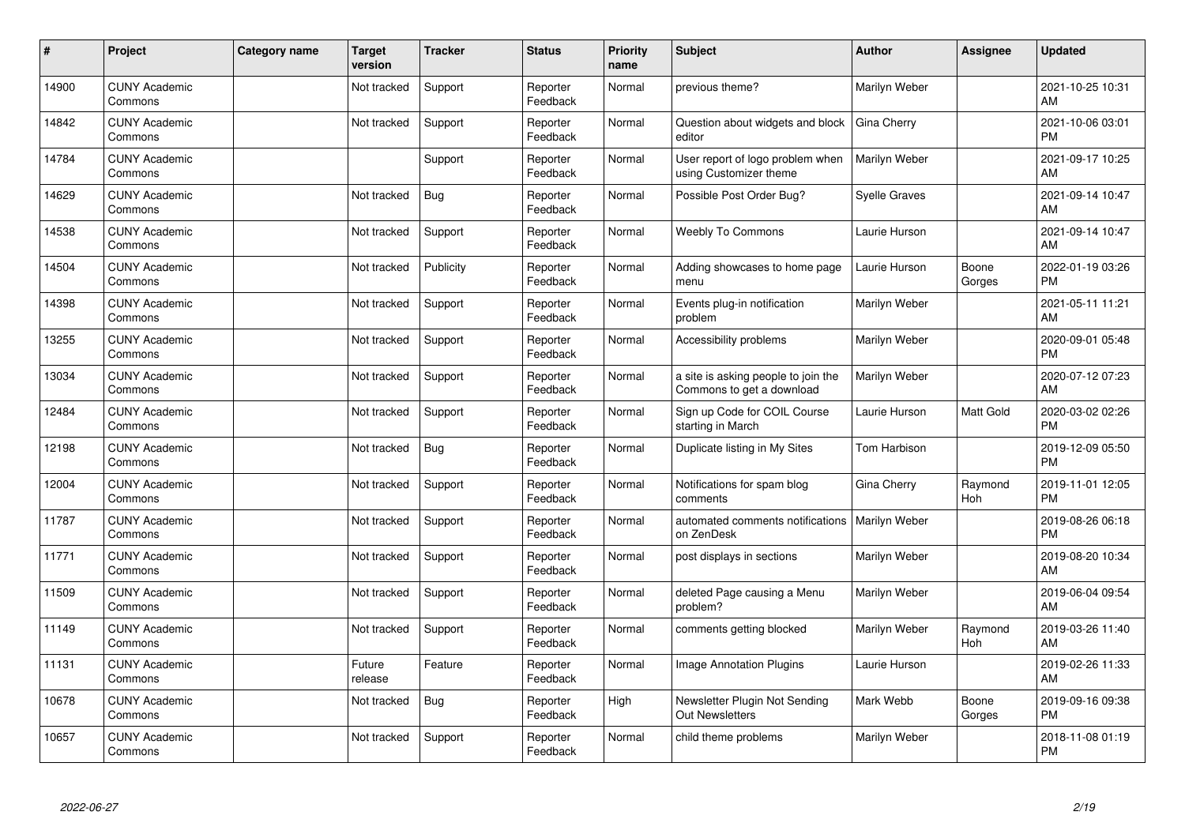| # | Project | Category name | Target version | Tracker | Status | Priority name | Subject | Author | Assignee | Updated |
|---|---|---|---|---|---|---|---|---|---|---|
| 14900 | CUNY Academic Commons | | Not tracked | Support | Reporter Feedback | Normal | previous theme? | Marilyn Weber | | 2021-10-25 10:31 AM |
| 14842 | CUNY Academic Commons | | Not tracked | Support | Reporter Feedback | Normal | Question about widgets and block editor | Gina Cherry | | 2021-10-06 03:01 PM |
| 14784 | CUNY Academic Commons | | | Support | Reporter Feedback | Normal | User report of logo problem when using Customizer theme | Marilyn Weber | | 2021-09-17 10:25 AM |
| 14629 | CUNY Academic Commons | | Not tracked | Bug | Reporter Feedback | Normal | Possible Post Order Bug? | Syelle Graves | | 2021-09-14 10:47 AM |
| 14538 | CUNY Academic Commons | | Not tracked | Support | Reporter Feedback | Normal | Weebly To Commons | Laurie Hurson | | 2021-09-14 10:47 AM |
| 14504 | CUNY Academic Commons | | Not tracked | Publicity | Reporter Feedback | Normal | Adding showcases to home page menu | Laurie Hurson | Boone Gorges | 2022-01-19 03:26 PM |
| 14398 | CUNY Academic Commons | | Not tracked | Support | Reporter Feedback | Normal | Events plug-in notification problem | Marilyn Weber | | 2021-05-11 11:21 AM |
| 13255 | CUNY Academic Commons | | Not tracked | Support | Reporter Feedback | Normal | Accessibility problems | Marilyn Weber | | 2020-09-01 05:48 PM |
| 13034 | CUNY Academic Commons | | Not tracked | Support | Reporter Feedback | Normal | a site is asking people to join the Commons to get a download | Marilyn Weber | | 2020-07-12 07:23 AM |
| 12484 | CUNY Academic Commons | | Not tracked | Support | Reporter Feedback | Normal | Sign up Code for COIL Course starting in March | Laurie Hurson | Matt Gold | 2020-03-02 02:26 PM |
| 12198 | CUNY Academic Commons | | Not tracked | Bug | Reporter Feedback | Normal | Duplicate listing in My Sites | Tom Harbison | | 2019-12-09 05:50 PM |
| 12004 | CUNY Academic Commons | | Not tracked | Support | Reporter Feedback | Normal | Notifications for spam blog comments | Gina Cherry | Raymond Hoh | 2019-11-01 12:05 PM |
| 11787 | CUNY Academic Commons | | Not tracked | Support | Reporter Feedback | Normal | automated comments notifications on ZenDesk | Marilyn Weber | | 2019-08-26 06:18 PM |
| 11771 | CUNY Academic Commons | | Not tracked | Support | Reporter Feedback | Normal | post displays in sections | Marilyn Weber | | 2019-08-20 10:34 AM |
| 11509 | CUNY Academic Commons | | Not tracked | Support | Reporter Feedback | Normal | deleted Page causing a Menu problem? | Marilyn Weber | | 2019-06-04 09:54 AM |
| 11149 | CUNY Academic Commons | | Not tracked | Support | Reporter Feedback | Normal | comments getting blocked | Marilyn Weber | Raymond Hoh | 2019-03-26 11:40 AM |
| 11131 | CUNY Academic Commons | | Future release | Feature | Reporter Feedback | Normal | Image Annotation Plugins | Laurie Hurson | | 2019-02-26 11:33 AM |
| 10678 | CUNY Academic Commons | | Not tracked | Bug | Reporter Feedback | High | Newsletter Plugin Not Sending Out Newsletters | Mark Webb | Boone Gorges | 2019-09-16 09:38 PM |
| 10657 | CUNY Academic Commons | | Not tracked | Support | Reporter Feedback | Normal | child theme problems | Marilyn Weber | | 2018-11-08 01:19 PM |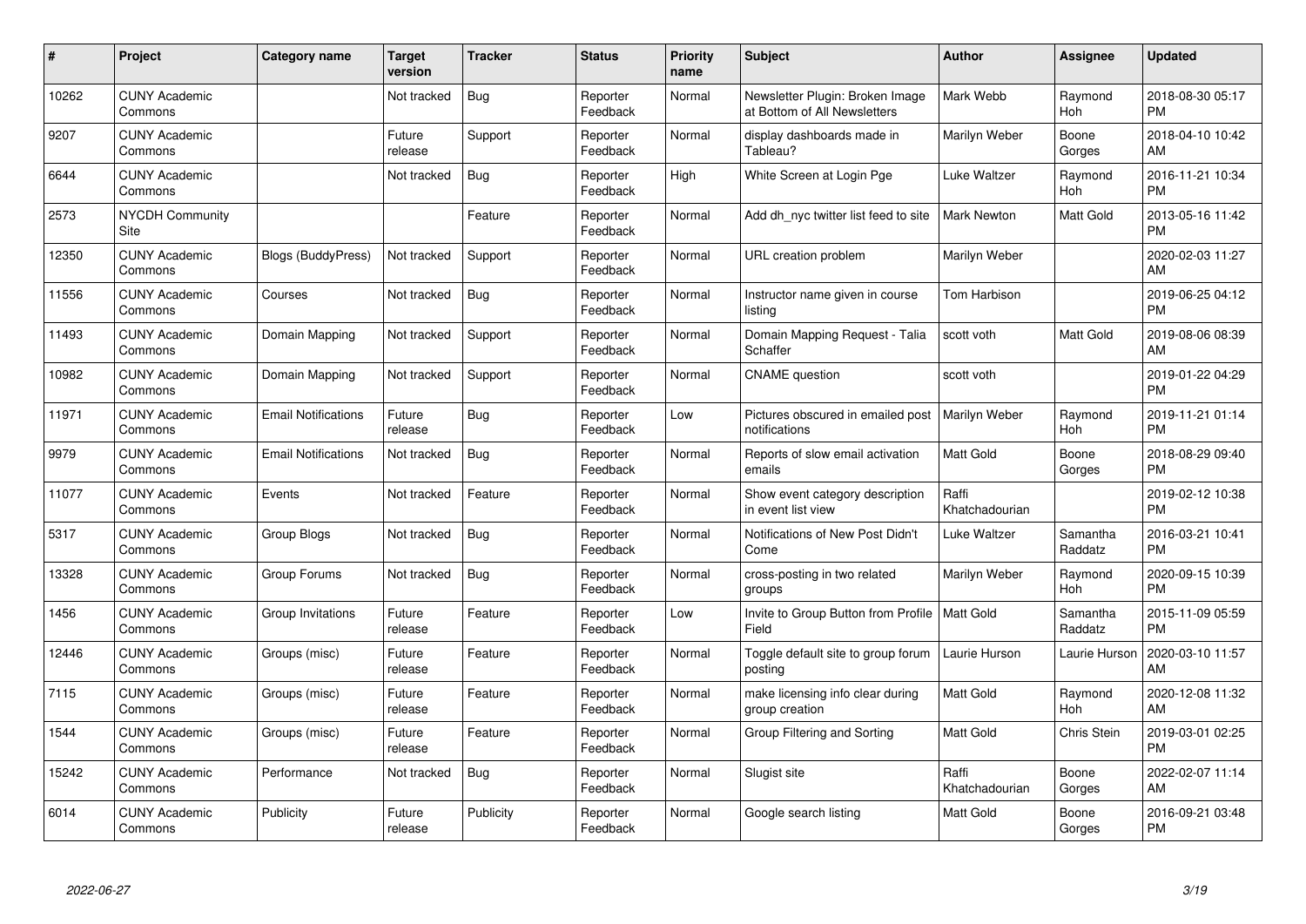| # | Project | Category name | Target version | Tracker | Status | Priority name | Subject | Author | Assignee | Updated |
|---|---|---|---|---|---|---|---|---|---|---|
| 10262 | CUNY Academic Commons | | Not tracked | Bug | Reporter Feedback | Normal | Newsletter Plugin: Broken Image at Bottom of All Newsletters | Mark Webb | Raymond Hoh | 2018-08-30 05:17 PM |
| 9207 | CUNY Academic Commons | | Future release | Support | Reporter Feedback | Normal | display dashboards made in Tableau? | Marilyn Weber | Boone Gorges | 2018-04-10 10:42 AM |
| 6644 | CUNY Academic Commons | | Not tracked | Bug | Reporter Feedback | High | White Screen at Login Pge | Luke Waltzer | Raymond Hoh | 2016-11-21 10:34 PM |
| 2573 | NYCDH Community Site | | | Feature | Reporter Feedback | Normal | Add dh_nyc twitter list feed to site | Mark Newton | Matt Gold | 2013-05-16 11:42 PM |
| 12350 | CUNY Academic Commons | Blogs (BuddyPress) | Not tracked | Support | Reporter Feedback | Normal | URL creation problem | Marilyn Weber | | 2020-02-03 11:27 AM |
| 11556 | CUNY Academic Commons | Courses | Not tracked | Bug | Reporter Feedback | Normal | Instructor name given in course listing | Tom Harbison | | 2019-06-25 04:12 PM |
| 11493 | CUNY Academic Commons | Domain Mapping | Not tracked | Support | Reporter Feedback | Normal | Domain Mapping Request - Talia Schaffer | scott voth | Matt Gold | 2019-08-06 08:39 AM |
| 10982 | CUNY Academic Commons | Domain Mapping | Not tracked | Support | Reporter Feedback | Normal | CNAME question | scott voth | | 2019-01-22 04:29 PM |
| 11971 | CUNY Academic Commons | Email Notifications | Future release | Bug | Reporter Feedback | Low | Pictures obscured in emailed post notifications | Marilyn Weber | Raymond Hoh | 2019-11-21 01:14 PM |
| 9979 | CUNY Academic Commons | Email Notifications | Not tracked | Bug | Reporter Feedback | Normal | Reports of slow email activation emails | Matt Gold | Boone Gorges | 2018-08-29 09:40 PM |
| 11077 | CUNY Academic Commons | Events | Not tracked | Feature | Reporter Feedback | Normal | Show event category description in event list view | Raffi Khatchadourian | | 2019-02-12 10:38 PM |
| 5317 | CUNY Academic Commons | Group Blogs | Not tracked | Bug | Reporter Feedback | Normal | Notifications of New Post Didn't Come | Luke Waltzer | Samantha Raddatz | 2016-03-21 10:41 PM |
| 13328 | CUNY Academic Commons | Group Forums | Not tracked | Bug | Reporter Feedback | Normal | cross-posting in two related groups | Marilyn Weber | Raymond Hoh | 2020-09-15 10:39 PM |
| 1456 | CUNY Academic Commons | Group Invitations | Future release | Feature | Reporter Feedback | Low | Invite to Group Button from Profile Field | Matt Gold | Samantha Raddatz | 2015-11-09 05:59 PM |
| 12446 | CUNY Academic Commons | Groups (misc) | Future release | Feature | Reporter Feedback | Normal | Toggle default site to group forum posting | Laurie Hurson | Laurie Hurson | 2020-03-10 11:57 AM |
| 7115 | CUNY Academic Commons | Groups (misc) | Future release | Feature | Reporter Feedback | Normal | make licensing info clear during group creation | Matt Gold | Raymond Hoh | 2020-12-08 11:32 AM |
| 1544 | CUNY Academic Commons | Groups (misc) | Future release | Feature | Reporter Feedback | Normal | Group Filtering and Sorting | Matt Gold | Chris Stein | 2019-03-01 02:25 PM |
| 15242 | CUNY Academic Commons | Performance | Not tracked | Bug | Reporter Feedback | Normal | Slugist site | Raffi Khatchadourian | Boone Gorges | 2022-02-07 11:14 AM |
| 6014 | CUNY Academic Commons | Publicity | Future release | Publicity | Reporter Feedback | Normal | Google search listing | Matt Gold | Boone Gorges | 2016-09-21 03:48 PM |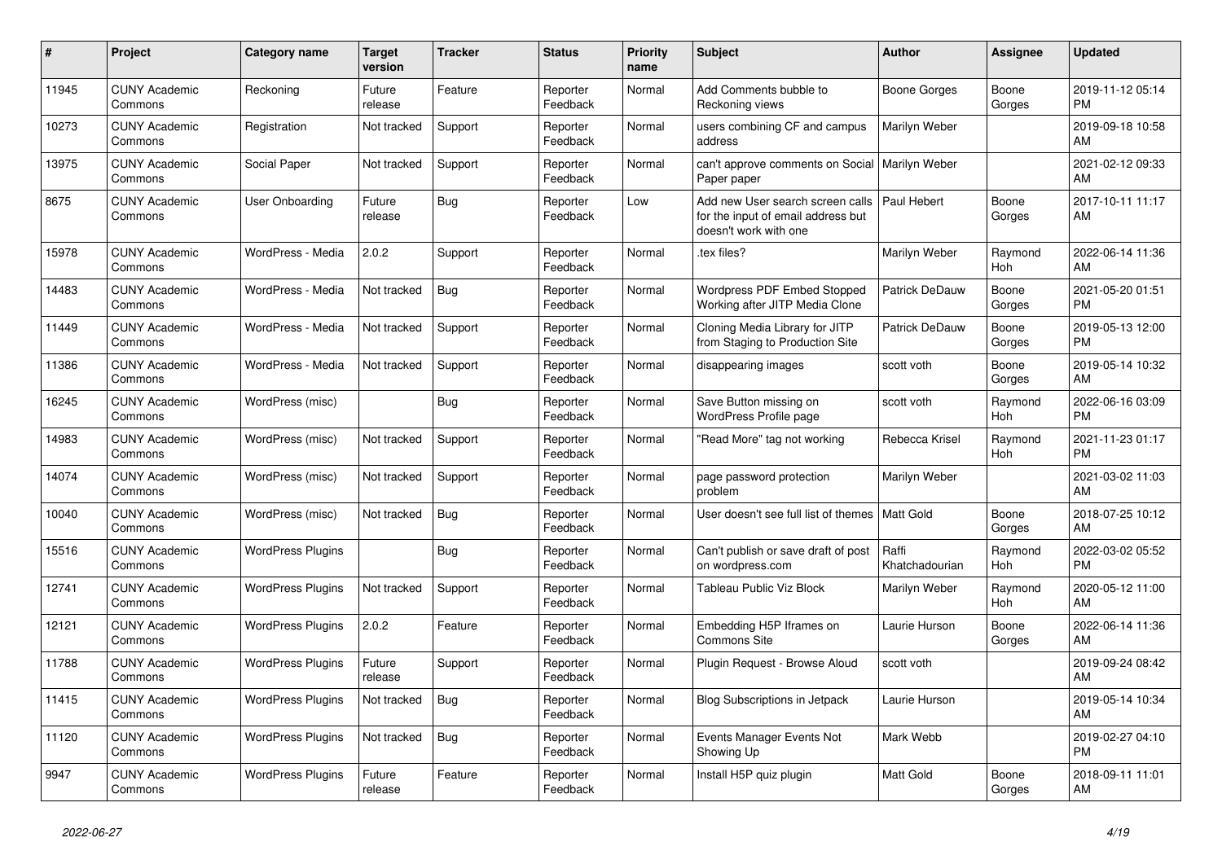| # | Project | Category name | Target version | Tracker | Status | Priority name | Subject | Author | Assignee | Updated |
|---|---|---|---|---|---|---|---|---|---|---|
| 11945 | CUNY Academic Commons | Reckoning | Future release | Feature | Reporter Feedback | Normal | Add Comments bubble to Reckoning views | Boone Gorges | Boone Gorges | 2019-11-12 05:14 PM |
| 10273 | CUNY Academic Commons | Registration | Not tracked | Support | Reporter Feedback | Normal | users combining CF and campus address | Marilyn Weber | | 2019-09-18 10:58 AM |
| 13975 | CUNY Academic Commons | Social Paper | Not tracked | Support | Reporter Feedback | Normal | can't approve comments on Social Paper paper | Marilyn Weber | | 2021-02-12 09:33 AM |
| 8675 | CUNY Academic Commons | User Onboarding | Future release | Bug | Reporter Feedback | Low | Add new User search screen calls for the input of email address but doesn't work with one | Paul Hebert | Boone Gorges | 2017-10-11 11:17 AM |
| 15978 | CUNY Academic Commons | WordPress - Media | 2.0.2 | Support | Reporter Feedback | Normal | .tex files? | Marilyn Weber | Raymond Hoh | 2022-06-14 11:36 AM |
| 14483 | CUNY Academic Commons | WordPress - Media | Not tracked | Bug | Reporter Feedback | Normal | Wordpress PDF Embed Stopped Working after JITP Media Clone | Patrick DeDauw | Boone Gorges | 2021-05-20 01:51 PM |
| 11449 | CUNY Academic Commons | WordPress - Media | Not tracked | Support | Reporter Feedback | Normal | Cloning Media Library for JITP from Staging to Production Site | Patrick DeDauw | Boone Gorges | 2019-05-13 12:00 PM |
| 11386 | CUNY Academic Commons | WordPress - Media | Not tracked | Support | Reporter Feedback | Normal | disappearing images | scott voth | Boone Gorges | 2019-05-14 10:32 AM |
| 16245 | CUNY Academic Commons | WordPress (misc) | | Bug | Reporter Feedback | Normal | Save Button missing on WordPress Profile page | scott voth | Raymond Hoh | 2022-06-16 03:09 PM |
| 14983 | CUNY Academic Commons | WordPress (misc) | Not tracked | Support | Reporter Feedback | Normal | "Read More" tag not working | Rebecca Krisel | Raymond Hoh | 2021-11-23 01:17 PM |
| 14074 | CUNY Academic Commons | WordPress (misc) | Not tracked | Support | Reporter Feedback | Normal | page password protection problem | Marilyn Weber | | 2021-03-02 11:03 AM |
| 10040 | CUNY Academic Commons | WordPress (misc) | Not tracked | Bug | Reporter Feedback | Normal | User doesn't see full list of themes | Matt Gold | Boone Gorges | 2018-07-25 10:12 AM |
| 15516 | CUNY Academic Commons | WordPress Plugins | | Bug | Reporter Feedback | Normal | Can't publish or save draft of post on wordpress.com | Raffi Khatchadourian | Raymond Hoh | 2022-03-02 05:52 PM |
| 12741 | CUNY Academic Commons | WordPress Plugins | Not tracked | Support | Reporter Feedback | Normal | Tableau Public Viz Block | Marilyn Weber | Raymond Hoh | 2020-05-12 11:00 AM |
| 12121 | CUNY Academic Commons | WordPress Plugins | 2.0.2 | Feature | Reporter Feedback | Normal | Embedding H5P Iframes on Commons Site | Laurie Hurson | Boone Gorges | 2022-06-14 11:36 AM |
| 11788 | CUNY Academic Commons | WordPress Plugins | Future release | Support | Reporter Feedback | Normal | Plugin Request - Browse Aloud | scott voth | | 2019-09-24 08:42 AM |
| 11415 | CUNY Academic Commons | WordPress Plugins | Not tracked | Bug | Reporter Feedback | Normal | Blog Subscriptions in Jetpack | Laurie Hurson | | 2019-05-14 10:34 AM |
| 11120 | CUNY Academic Commons | WordPress Plugins | Not tracked | Bug | Reporter Feedback | Normal | Events Manager Events Not Showing Up | Mark Webb | | 2019-02-27 04:10 PM |
| 9947 | CUNY Academic Commons | WordPress Plugins | Future release | Feature | Reporter Feedback | Normal | Install H5P quiz plugin | Matt Gold | Boone Gorges | 2018-09-11 11:01 AM |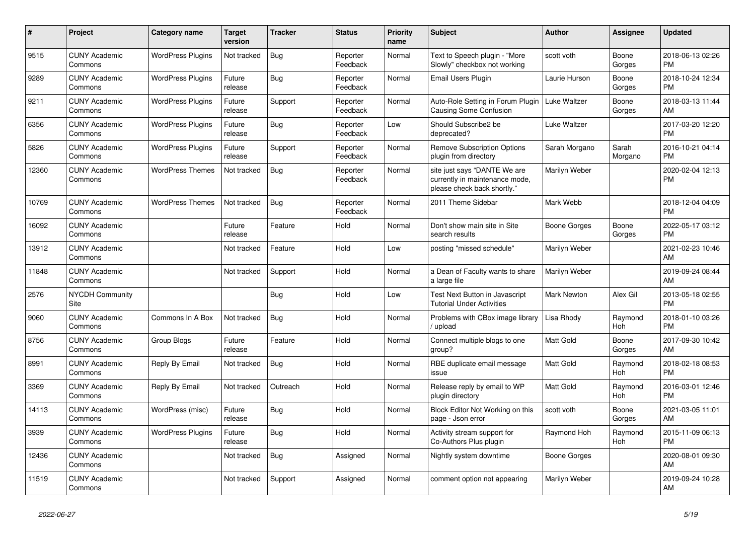| # | Project | Category name | Target version | Tracker | Status | Priority name | Subject | Author | Assignee | Updated |
|---|---|---|---|---|---|---|---|---|---|---|
| 9515 | CUNY Academic Commons | WordPress Plugins | Not tracked | Bug | Reporter Feedback | Normal | Text to Speech plugin - "More Slowly" checkbox not working | scott voth | Boone Gorges | 2018-06-13 02:26 PM |
| 9289 | CUNY Academic Commons | WordPress Plugins | Future release | Bug | Reporter Feedback | Normal | Email Users Plugin | Laurie Hurson | Boone Gorges | 2018-10-24 12:34 PM |
| 9211 | CUNY Academic Commons | WordPress Plugins | Future release | Support | Reporter Feedback | Normal | Auto-Role Setting in Forum Plugin Causing Some Confusion | Luke Waltzer | Boone Gorges | 2018-03-13 11:44 AM |
| 6356 | CUNY Academic Commons | WordPress Plugins | Future release | Bug | Reporter Feedback | Low | Should Subscribe2 be deprecated? | Luke Waltzer | | 2017-03-20 12:20 PM |
| 5826 | CUNY Academic Commons | WordPress Plugins | Future release | Support | Reporter Feedback | Normal | Remove Subscription Options plugin from directory | Sarah Morgano | Sarah Morgano | 2016-10-21 04:14 PM |
| 12360 | CUNY Academic Commons | WordPress Themes | Not tracked | Bug | Reporter Feedback | Normal | site just says "DANTE We are currently in maintenance mode, please check back shortly." | Marilyn Weber | | 2020-02-04 12:13 PM |
| 10769 | CUNY Academic Commons | WordPress Themes | Not tracked | Bug | Reporter Feedback | Normal | 2011 Theme Sidebar | Mark Webb | | 2018-12-04 04:09 PM |
| 16092 | CUNY Academic Commons | | Future release | Feature | Hold | Normal | Don't show main site in Site search results | Boone Gorges | Boone Gorges | 2022-05-17 03:12 PM |
| 13912 | CUNY Academic Commons | | Not tracked | Feature | Hold | Low | posting "missed schedule" | Marilyn Weber | | 2021-02-23 10:46 AM |
| 11848 | CUNY Academic Commons | | Not tracked | Support | Hold | Normal | a Dean of Faculty wants to share a large file | Marilyn Weber | | 2019-09-24 08:44 AM |
| 2576 | NYCDH Community Site | | | Bug | Hold | Low | Test Next Button in Javascript Tutorial Under Activities | Mark Newton | Alex Gil | 2013-05-18 02:55 PM |
| 9060 | CUNY Academic Commons | Commons In A Box | Not tracked | Bug | Hold | Normal | Problems with CBox image library / upload | Lisa Rhody | Raymond Hoh | 2018-01-10 03:26 PM |
| 8756 | CUNY Academic Commons | Group Blogs | Future release | Feature | Hold | Normal | Connect multiple blogs to one group? | Matt Gold | Boone Gorges | 2017-09-30 10:42 AM |
| 8991 | CUNY Academic Commons | Reply By Email | Not tracked | Bug | Hold | Normal | RBE duplicate email message issue | Matt Gold | Raymond Hoh | 2018-02-18 08:53 PM |
| 3369 | CUNY Academic Commons | Reply By Email | Not tracked | Outreach | Hold | Normal | Release reply by email to WP plugin directory | Matt Gold | Raymond Hoh | 2016-03-01 12:46 PM |
| 14113 | CUNY Academic Commons | WordPress (misc) | Future release | Bug | Hold | Normal | Block Editor Not Working on this page - Json error | scott voth | Boone Gorges | 2021-03-05 11:01 AM |
| 3939 | CUNY Academic Commons | WordPress Plugins | Future release | Bug | Hold | Normal | Activity stream support for Co-Authors Plus plugin | Raymond Hoh | Raymond Hoh | 2015-11-09 06:13 PM |
| 12436 | CUNY Academic Commons | | Not tracked | Bug | Assigned | Normal | Nightly system downtime | Boone Gorges | | 2020-08-01 09:30 AM |
| 11519 | CUNY Academic Commons | | Not tracked | Support | Assigned | Normal | comment option not appearing | Marilyn Weber | | 2019-09-24 10:28 AM |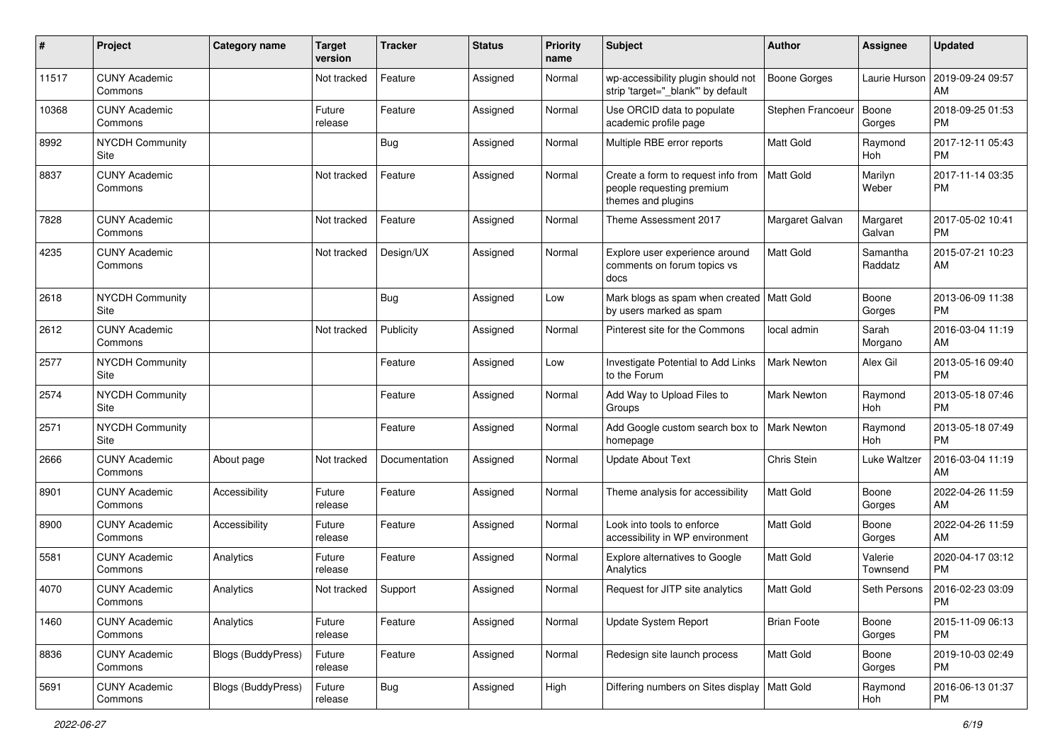| # | Project | Category name | Target version | Tracker | Status | Priority name | Subject | Author | Assignee | Updated |
|---|---|---|---|---|---|---|---|---|---|---|
| 11517 | CUNY Academic Commons | | Not tracked | Feature | Assigned | Normal | wp-accessibility plugin should not strip 'target="_blank"' by default | Boone Gorges | Laurie Hurson | 2019-09-24 09:57 AM |
| 10368 | CUNY Academic Commons | | Future release | Feature | Assigned | Normal | Use ORCID data to populate academic profile page | Stephen Francoeur | Boone Gorges | 2018-09-25 01:53 PM |
| 8992 | NYCDH Community Site | | | Bug | Assigned | Normal | Multiple RBE error reports | Matt Gold | Raymond Hoh | 2017-12-11 05:43 PM |
| 8837 | CUNY Academic Commons | | Not tracked | Feature | Assigned | Normal | Create a form to request info from people requesting premium themes and plugins | Matt Gold | Marilyn Weber | 2017-11-14 03:35 PM |
| 7828 | CUNY Academic Commons | | Not tracked | Feature | Assigned | Normal | Theme Assessment 2017 | Margaret Galvan | Margaret Galvan | 2017-05-02 10:41 PM |
| 4235 | CUNY Academic Commons | | Not tracked | Design/UX | Assigned | Normal | Explore user experience around comments on forum topics vs docs | Matt Gold | Samantha Raddatz | 2015-07-21 10:23 AM |
| 2618 | NYCDH Community Site | | | Bug | Assigned | Low | Mark blogs as spam when created by users marked as spam | Matt Gold | Boone Gorges | 2013-06-09 11:38 PM |
| 2612 | CUNY Academic Commons | | Not tracked | Publicity | Assigned | Normal | Pinterest site for the Commons | local admin | Sarah Morgano | 2016-03-04 11:19 AM |
| 2577 | NYCDH Community Site | | | Feature | Assigned | Low | Investigate Potential to Add Links to the Forum | Mark Newton | Alex Gil | 2013-05-16 09:40 PM |
| 2574 | NYCDH Community Site | | | Feature | Assigned | Normal | Add Way to Upload Files to Groups | Mark Newton | Raymond Hoh | 2013-05-18 07:46 PM |
| 2571 | NYCDH Community Site | | | Feature | Assigned | Normal | Add Google custom search box to homepage | Mark Newton | Raymond Hoh | 2013-05-18 07:49 PM |
| 2666 | CUNY Academic Commons | About page | Not tracked | Documentation | Assigned | Normal | Update About Text | Chris Stein | Luke Waltzer | 2016-03-04 11:19 AM |
| 8901 | CUNY Academic Commons | Accessibility | Future release | Feature | Assigned | Normal | Theme analysis for accessibility | Matt Gold | Boone Gorges | 2022-04-26 11:59 AM |
| 8900 | CUNY Academic Commons | Accessibility | Future release | Feature | Assigned | Normal | Look into tools to enforce accessibility in WP environment | Matt Gold | Boone Gorges | 2022-04-26 11:59 AM |
| 5581 | CUNY Academic Commons | Analytics | Future release | Feature | Assigned | Normal | Explore alternatives to Google Analytics | Matt Gold | Valerie Townsend | 2020-04-17 03:12 PM |
| 4070 | CUNY Academic Commons | Analytics | Not tracked | Support | Assigned | Normal | Request for JITP site analytics | Matt Gold | Seth Persons | 2016-02-23 03:09 PM |
| 1460 | CUNY Academic Commons | Analytics | Future release | Feature | Assigned | Normal | Update System Report | Brian Foote | Boone Gorges | 2015-11-09 06:13 PM |
| 8836 | CUNY Academic Commons | Blogs (BuddyPress) | Future release | Feature | Assigned | Normal | Redesign site launch process | Matt Gold | Boone Gorges | 2019-10-03 02:49 PM |
| 5691 | CUNY Academic Commons | Blogs (BuddyPress) | Future release | Bug | Assigned | High | Differing numbers on Sites display | Matt Gold | Raymond Hoh | 2016-06-13 01:37 PM |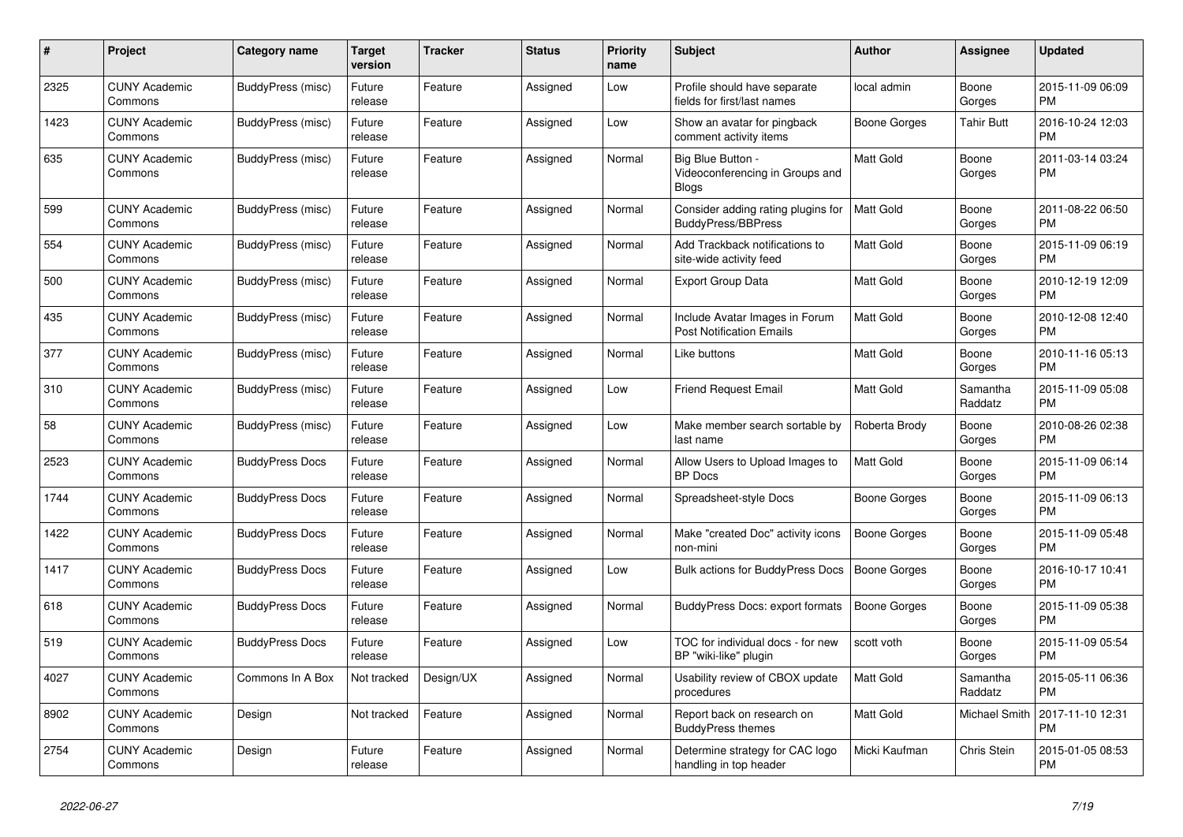| # | Project | Category name | Target version | Tracker | Status | Priority name | Subject | Author | Assignee | Updated |
|---|---|---|---|---|---|---|---|---|---|---|
| 2325 | CUNY Academic Commons | BuddyPress (misc) | Future release | Feature | Assigned | Low | Profile should have separate fields for first/last names | local admin | Boone Gorges | 2015-11-09 06:09 PM |
| 1423 | CUNY Academic Commons | BuddyPress (misc) | Future release | Feature | Assigned | Low | Show an avatar for pingback comment activity items | Boone Gorges | Tahir Butt | 2016-10-24 12:03 PM |
| 635 | CUNY Academic Commons | BuddyPress (misc) | Future release | Feature | Assigned | Normal | Big Blue Button - Videoconferencing in Groups and Blogs | Matt Gold | Boone Gorges | 2011-03-14 03:24 PM |
| 599 | CUNY Academic Commons | BuddyPress (misc) | Future release | Feature | Assigned | Normal | Consider adding rating plugins for BuddyPress/BBPress | Matt Gold | Boone Gorges | 2011-08-22 06:50 PM |
| 554 | CUNY Academic Commons | BuddyPress (misc) | Future release | Feature | Assigned | Normal | Add Trackback notifications to site-wide activity feed | Matt Gold | Boone Gorges | 2015-11-09 06:19 PM |
| 500 | CUNY Academic Commons | BuddyPress (misc) | Future release | Feature | Assigned | Normal | Export Group Data | Matt Gold | Boone Gorges | 2010-12-19 12:09 PM |
| 435 | CUNY Academic Commons | BuddyPress (misc) | Future release | Feature | Assigned | Normal | Include Avatar Images in Forum Post Notification Emails | Matt Gold | Boone Gorges | 2010-12-08 12:40 PM |
| 377 | CUNY Academic Commons | BuddyPress (misc) | Future release | Feature | Assigned | Normal | Like buttons | Matt Gold | Boone Gorges | 2010-11-16 05:13 PM |
| 310 | CUNY Academic Commons | BuddyPress (misc) | Future release | Feature | Assigned | Low | Friend Request Email | Matt Gold | Samantha Raddatz | 2015-11-09 05:08 PM |
| 58 | CUNY Academic Commons | BuddyPress (misc) | Future release | Feature | Assigned | Low | Make member search sortable by last name | Roberta Brody | Boone Gorges | 2010-08-26 02:38 PM |
| 2523 | CUNY Academic Commons | BuddyPress Docs | Future release | Feature | Assigned | Normal | Allow Users to Upload Images to BP Docs | Matt Gold | Boone Gorges | 2015-11-09 06:14 PM |
| 1744 | CUNY Academic Commons | BuddyPress Docs | Future release | Feature | Assigned | Normal | Spreadsheet-style Docs | Boone Gorges | Boone Gorges | 2015-11-09 06:13 PM |
| 1422 | CUNY Academic Commons | BuddyPress Docs | Future release | Feature | Assigned | Normal | Make "created Doc" activity icons non-mini | Boone Gorges | Boone Gorges | 2015-11-09 05:48 PM |
| 1417 | CUNY Academic Commons | BuddyPress Docs | Future release | Feature | Assigned | Low | Bulk actions for BuddyPress Docs | Boone Gorges | Boone Gorges | 2016-10-17 10:41 PM |
| 618 | CUNY Academic Commons | BuddyPress Docs | Future release | Feature | Assigned | Normal | BuddyPress Docs: export formats | Boone Gorges | Boone Gorges | 2015-11-09 05:38 PM |
| 519 | CUNY Academic Commons | BuddyPress Docs | Future release | Feature | Assigned | Low | TOC for individual docs - for new BP "wiki-like" plugin | scott voth | Boone Gorges | 2015-11-09 05:54 PM |
| 4027 | CUNY Academic Commons | Commons In A Box | Not tracked | Design/UX | Assigned | Normal | Usability review of CBOX update procedures | Matt Gold | Samantha Raddatz | 2015-05-11 06:36 PM |
| 8902 | CUNY Academic Commons | Design | Not tracked | Feature | Assigned | Normal | Report back on research on BuddyPress themes | Matt Gold | Michael Smith | 2017-11-10 12:31 PM |
| 2754 | CUNY Academic Commons | Design | Future release | Feature | Assigned | Normal | Determine strategy for CAC logo handling in top header | Micki Kaufman | Chris Stein | 2015-01-05 08:53 PM |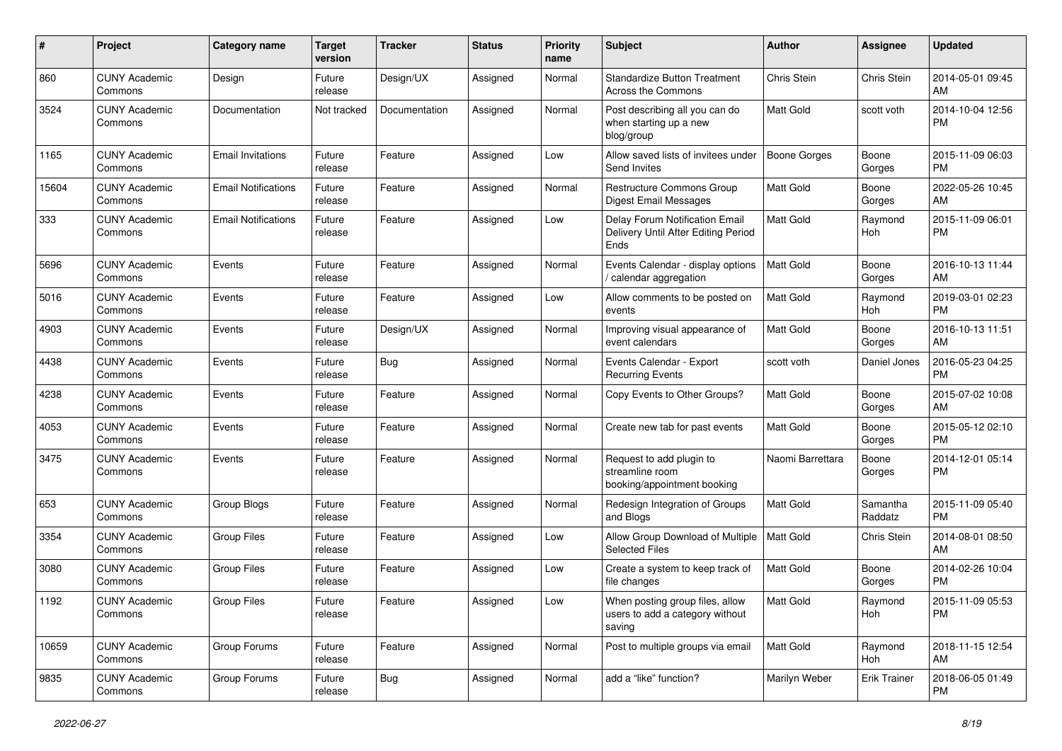| # | Project | Category name | Target version | Tracker | Status | Priority name | Subject | Author | Assignee | Updated |
|---|---|---|---|---|---|---|---|---|---|---|
| 860 | CUNY Academic Commons | Design | Future release | Design/UX | Assigned | Normal | Standardize Button Treatment Across the Commons | Chris Stein | Chris Stein | 2014-05-01 09:45 AM |
| 3524 | CUNY Academic Commons | Documentation | Not tracked | Documentation | Assigned | Normal | Post describing all you can do when starting up a new blog/group | Matt Gold | scott voth | 2014-10-04 12:56 PM |
| 1165 | CUNY Academic Commons | Email Invitations | Future release | Feature | Assigned | Low | Allow saved lists of invitees under Send Invites | Boone Gorges | Boone Gorges | 2015-11-09 06:03 PM |
| 15604 | CUNY Academic Commons | Email Notifications | Future release | Feature | Assigned | Normal | Restructure Commons Group Digest Email Messages | Matt Gold | Boone Gorges | 2022-05-26 10:45 AM |
| 333 | CUNY Academic Commons | Email Notifications | Future release | Feature | Assigned | Low | Delay Forum Notification Email Delivery Until After Editing Period Ends | Matt Gold | Raymond Hoh | 2015-11-09 06:01 PM |
| 5696 | CUNY Academic Commons | Events | Future release | Feature | Assigned | Normal | Events Calendar - display options / calendar aggregation | Matt Gold | Boone Gorges | 2016-10-13 11:44 AM |
| 5016 | CUNY Academic Commons | Events | Future release | Feature | Assigned | Low | Allow comments to be posted on events | Matt Gold | Raymond Hoh | 2019-03-01 02:23 PM |
| 4903 | CUNY Academic Commons | Events | Future release | Design/UX | Assigned | Normal | Improving visual appearance of event calendars | Matt Gold | Boone Gorges | 2016-10-13 11:51 AM |
| 4438 | CUNY Academic Commons | Events | Future release | Bug | Assigned | Normal | Events Calendar - Export Recurring Events | scott voth | Daniel Jones | 2016-05-23 04:25 PM |
| 4238 | CUNY Academic Commons | Events | Future release | Feature | Assigned | Normal | Copy Events to Other Groups? | Matt Gold | Boone Gorges | 2015-07-02 10:08 AM |
| 4053 | CUNY Academic Commons | Events | Future release | Feature | Assigned | Normal | Create new tab for past events | Matt Gold | Boone Gorges | 2015-05-12 02:10 PM |
| 3475 | CUNY Academic Commons | Events | Future release | Feature | Assigned | Normal | Request to add plugin to streamline room booking/appointment booking | Naomi Barrettara | Boone Gorges | 2014-12-01 05:14 PM |
| 653 | CUNY Academic Commons | Group Blogs | Future release | Feature | Assigned | Normal | Redesign Integration of Groups and Blogs | Matt Gold | Samantha Raddatz | 2015-11-09 05:40 PM |
| 3354 | CUNY Academic Commons | Group Files | Future release | Feature | Assigned | Low | Allow Group Download of Multiple Selected Files | Matt Gold | Chris Stein | 2014-08-01 08:50 AM |
| 3080 | CUNY Academic Commons | Group Files | Future release | Feature | Assigned | Low | Create a system to keep track of file changes | Matt Gold | Boone Gorges | 2014-02-26 10:04 PM |
| 1192 | CUNY Academic Commons | Group Files | Future release | Feature | Assigned | Low | When posting group files, allow users to add a category without saving | Matt Gold | Raymond Hoh | 2015-11-09 05:53 PM |
| 10659 | CUNY Academic Commons | Group Forums | Future release | Feature | Assigned | Normal | Post to multiple groups via email | Matt Gold | Raymond Hoh | 2018-11-15 12:54 AM |
| 9835 | CUNY Academic Commons | Group Forums | Future release | Bug | Assigned | Normal | add a “like” function? | Marilyn Weber | Erik Trainer | 2018-06-05 01:49 PM |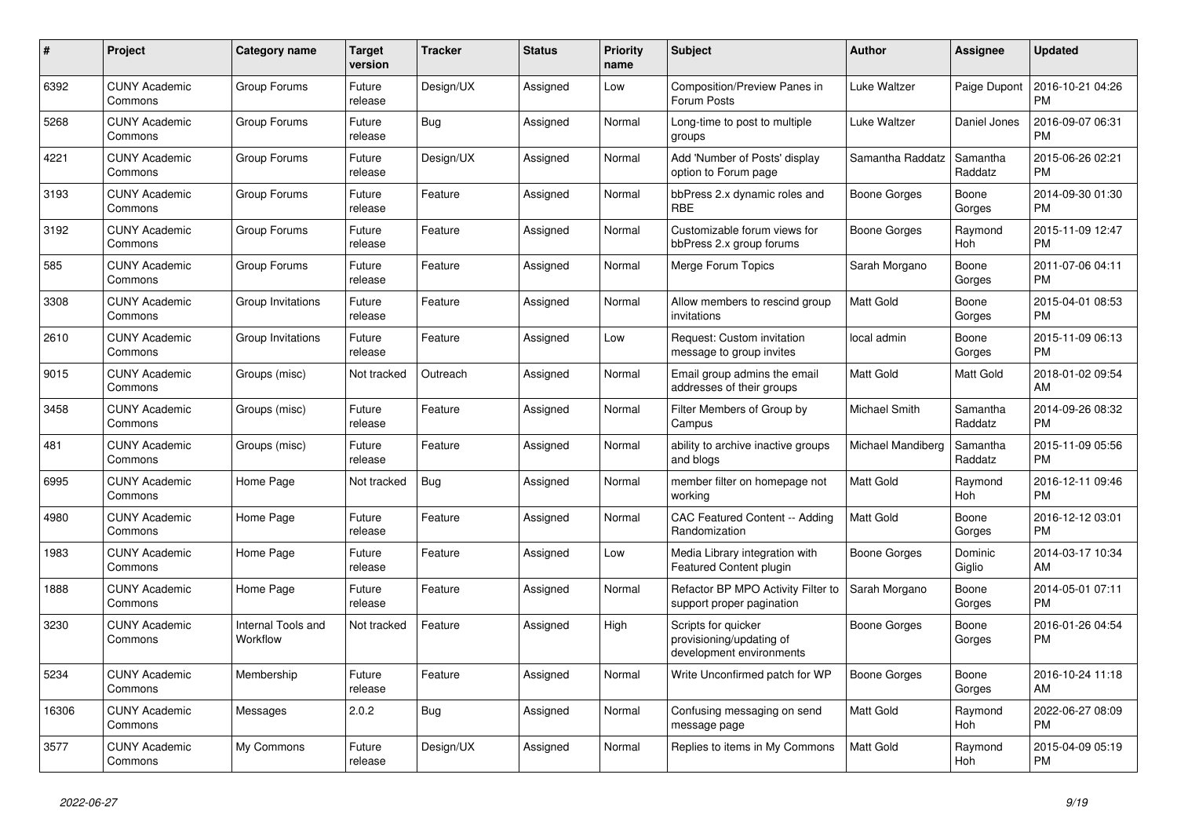| # | Project | Category name | Target version | Tracker | Status | Priority name | Subject | Author | Assignee | Updated |
|---|---|---|---|---|---|---|---|---|---|---|
| 6392 | CUNY Academic Commons | Group Forums | Future release | Design/UX | Assigned | Low | Composition/Preview Panes in Forum Posts | Luke Waltzer | Paige Dupont | 2016-10-21 04:26 PM |
| 5268 | CUNY Academic Commons | Group Forums | Future release | Bug | Assigned | Normal | Long-time to post to multiple groups | Luke Waltzer | Daniel Jones | 2016-09-07 06:31 PM |
| 4221 | CUNY Academic Commons | Group Forums | Future release | Design/UX | Assigned | Normal | Add 'Number of Posts' display option to Forum page | Samantha Raddatz | Samantha Raddatz | 2015-06-26 02:21 PM |
| 3193 | CUNY Academic Commons | Group Forums | Future release | Feature | Assigned | Normal | bbPress 2.x dynamic roles and RBE | Boone Gorges | Boone Gorges | 2014-09-30 01:30 PM |
| 3192 | CUNY Academic Commons | Group Forums | Future release | Feature | Assigned | Normal | Customizable forum views for bbPress 2.x group forums | Boone Gorges | Raymond Hoh | 2015-11-09 12:47 PM |
| 585 | CUNY Academic Commons | Group Forums | Future release | Feature | Assigned | Normal | Merge Forum Topics | Sarah Morgano | Boone Gorges | 2011-07-06 04:11 PM |
| 3308 | CUNY Academic Commons | Group Invitations | Future release | Feature | Assigned | Normal | Allow members to rescind group invitations | Matt Gold | Boone Gorges | 2015-04-01 08:53 PM |
| 2610 | CUNY Academic Commons | Group Invitations | Future release | Feature | Assigned | Low | Request: Custom invitation message to group invites | local admin | Boone Gorges | 2015-11-09 06:13 PM |
| 9015 | CUNY Academic Commons | Groups (misc) | Not tracked | Outreach | Assigned | Normal | Email group admins the email addresses of their groups | Matt Gold | Matt Gold | 2018-01-02 09:54 AM |
| 3458 | CUNY Academic Commons | Groups (misc) | Future release | Feature | Assigned | Normal | Filter Members of Group by Campus | Michael Smith | Samantha Raddatz | 2014-09-26 08:32 PM |
| 481 | CUNY Academic Commons | Groups (misc) | Future release | Feature | Assigned | Normal | ability to archive inactive groups and blogs | Michael Mandiberg | Samantha Raddatz | 2015-11-09 05:56 PM |
| 6995 | CUNY Academic Commons | Home Page | Not tracked | Bug | Assigned | Normal | member filter on homepage not working | Matt Gold | Raymond Hoh | 2016-12-11 09:46 PM |
| 4980 | CUNY Academic Commons | Home Page | Future release | Feature | Assigned | Normal | CAC Featured Content -- Adding Randomization | Matt Gold | Boone Gorges | 2016-12-12 03:01 PM |
| 1983 | CUNY Academic Commons | Home Page | Future release | Feature | Assigned | Low | Media Library integration with Featured Content plugin | Boone Gorges | Dominic Giglio | 2014-03-17 10:34 AM |
| 1888 | CUNY Academic Commons | Home Page | Future release | Feature | Assigned | Normal | Refactor BP MPO Activity Filter to support proper pagination | Sarah Morgano | Boone Gorges | 2014-05-01 07:11 PM |
| 3230 | CUNY Academic Commons | Internal Tools and Workflow | Not tracked | Feature | Assigned | High | Scripts for quicker provisioning/updating of development environments | Boone Gorges | Boone Gorges | 2016-01-26 04:54 PM |
| 5234 | CUNY Academic Commons | Membership | Future release | Feature | Assigned | Normal | Write Unconfirmed patch for WP | Boone Gorges | Boone Gorges | 2016-10-24 11:18 AM |
| 16306 | CUNY Academic Commons | Messages | 2.0.2 | Bug | Assigned | Normal | Confusing messaging on send message page | Matt Gold | Raymond Hoh | 2022-06-27 08:09 PM |
| 3577 | CUNY Academic Commons | My Commons | Future release | Design/UX | Assigned | Normal | Replies to items in My Commons | Matt Gold | Raymond Hoh | 2015-04-09 05:19 PM |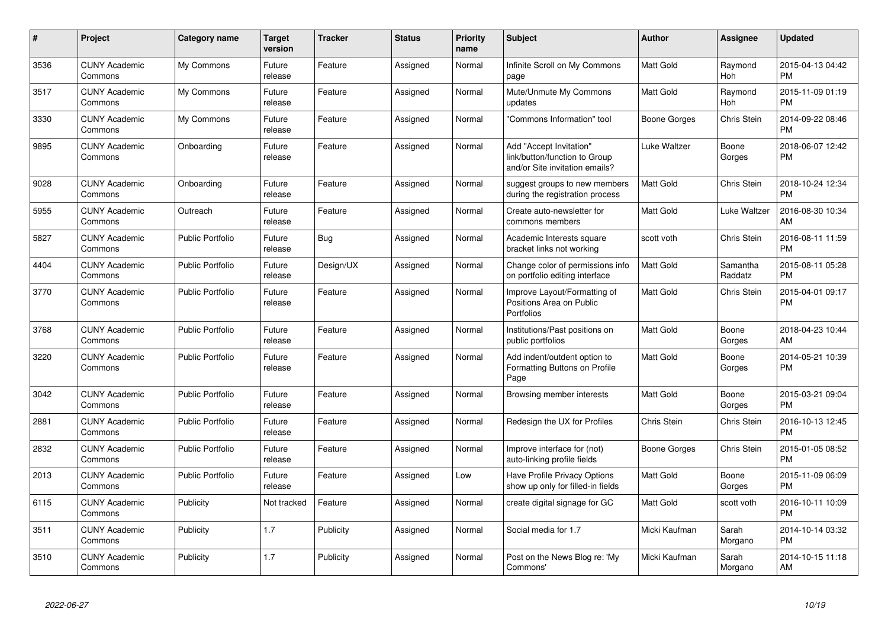| # | Project | Category name | Target version | Tracker | Status | Priority name | Subject | Author | Assignee | Updated |
|---|---|---|---|---|---|---|---|---|---|---|
| 3536 | CUNY Academic Commons | My Commons | Future release | Feature | Assigned | Normal | Infinite Scroll on My Commons page | Matt Gold | Raymond Hoh | 2015-04-13 04:42 PM |
| 3517 | CUNY Academic Commons | My Commons | Future release | Feature | Assigned | Normal | Mute/Unmute My Commons updates | Matt Gold | Raymond Hoh | 2015-11-09 01:19 PM |
| 3330 | CUNY Academic Commons | My Commons | Future release | Feature | Assigned | Normal | "Commons Information" tool | Boone Gorges | Chris Stein | 2014-09-22 08:46 PM |
| 9895 | CUNY Academic Commons | Onboarding | Future release | Feature | Assigned | Normal | Add "Accept Invitation" link/button/function to Group and/or Site invitation emails? | Luke Waltzer | Boone Gorges | 2018-06-07 12:42 PM |
| 9028 | CUNY Academic Commons | Onboarding | Future release | Feature | Assigned | Normal | suggest groups to new members during the registration process | Matt Gold | Chris Stein | 2018-10-24 12:34 PM |
| 5955 | CUNY Academic Commons | Outreach | Future release | Feature | Assigned | Normal | Create auto-newsletter for commons members | Matt Gold | Luke Waltzer | 2016-08-30 10:34 AM |
| 5827 | CUNY Academic Commons | Public Portfolio | Future release | Bug | Assigned | Normal | Academic Interests square bracket links not working | scott voth | Chris Stein | 2016-08-11 11:59 PM |
| 4404 | CUNY Academic Commons | Public Portfolio | Future release | Design/UX | Assigned | Normal | Change color of permissions info on portfolio editing interface | Matt Gold | Samantha Raddatz | 2015-08-11 05:28 PM |
| 3770 | CUNY Academic Commons | Public Portfolio | Future release | Feature | Assigned | Normal | Improve Layout/Formatting of Positions Area on Public Portfolios | Matt Gold | Chris Stein | 2015-04-01 09:17 PM |
| 3768 | CUNY Academic Commons | Public Portfolio | Future release | Feature | Assigned | Normal | Institutions/Past positions on public portfolios | Matt Gold | Boone Gorges | 2018-04-23 10:44 AM |
| 3220 | CUNY Academic Commons | Public Portfolio | Future release | Feature | Assigned | Normal | Add indent/outdent option to Formatting Buttons on Profile Page | Matt Gold | Boone Gorges | 2014-05-21 10:39 PM |
| 3042 | CUNY Academic Commons | Public Portfolio | Future release | Feature | Assigned | Normal | Browsing member interests | Matt Gold | Boone Gorges | 2015-03-21 09:04 PM |
| 2881 | CUNY Academic Commons | Public Portfolio | Future release | Feature | Assigned | Normal | Redesign the UX for Profiles | Chris Stein | Chris Stein | 2016-10-13 12:45 PM |
| 2832 | CUNY Academic Commons | Public Portfolio | Future release | Feature | Assigned | Normal | Improve interface for (not) auto-linking profile fields | Boone Gorges | Chris Stein | 2015-01-05 08:52 PM |
| 2013 | CUNY Academic Commons | Public Portfolio | Future release | Feature | Assigned | Low | Have Profile Privacy Options show up only for filled-in fields | Matt Gold | Boone Gorges | 2015-11-09 06:09 PM |
| 6115 | CUNY Academic Commons | Publicity | Not tracked | Feature | Assigned | Normal | create digital signage for GC | Matt Gold | scott voth | 2016-10-11 10:09 PM |
| 3511 | CUNY Academic Commons | Publicity | 1.7 | Publicity | Assigned | Normal | Social media for 1.7 | Micki Kaufman | Sarah Morgano | 2014-10-14 03:32 PM |
| 3510 | CUNY Academic Commons | Publicity | 1.7 | Publicity | Assigned | Normal | Post on the News Blog re: 'My Commons' | Micki Kaufman | Sarah Morgano | 2014-10-15 11:18 AM |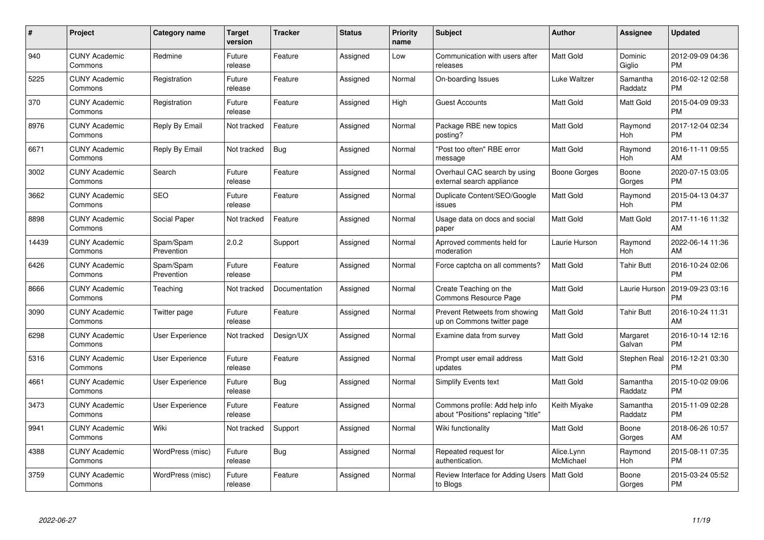| # | Project | Category name | Target version | Tracker | Status | Priority name | Subject | Author | Assignee | Updated |
|---|---|---|---|---|---|---|---|---|---|---|
| 940 | CUNY Academic Commons | Redmine | Future release | Feature | Assigned | Low | Communication with users after releases | Matt Gold | Dominic Giglio | 2012-09-09 04:36 PM |
| 5225 | CUNY Academic Commons | Registration | Future release | Feature | Assigned | Normal | On-boarding Issues | Luke Waltzer | Samantha Raddatz | 2016-02-12 02:58 PM |
| 370 | CUNY Academic Commons | Registration | Future release | Feature | Assigned | High | Guest Accounts | Matt Gold | Matt Gold | 2015-04-09 09:33 PM |
| 8976 | CUNY Academic Commons | Reply By Email | Not tracked | Feature | Assigned | Normal | Package RBE new topics posting? | Matt Gold | Raymond Hoh | 2017-12-04 02:34 PM |
| 6671 | CUNY Academic Commons | Reply By Email | Not tracked | Bug | Assigned | Normal | "Post too often" RBE error message | Matt Gold | Raymond Hoh | 2016-11-11 09:55 AM |
| 3002 | CUNY Academic Commons | Search | Future release | Feature | Assigned | Normal | Overhaul CAC search by using external search appliance | Boone Gorges | Boone Gorges | 2020-07-15 03:05 PM |
| 3662 | CUNY Academic Commons | SEO | Future release | Feature | Assigned | Normal | Duplicate Content/SEO/Google issues | Matt Gold | Raymond Hoh | 2015-04-13 04:37 PM |
| 8898 | CUNY Academic Commons | Social Paper | Not tracked | Feature | Assigned | Normal | Usage data on docs and social paper | Matt Gold | Matt Gold | 2017-11-16 11:32 AM |
| 14439 | CUNY Academic Commons | Spam/Spam Prevention | 2.0.2 | Support | Assigned | Normal | Aprroved comments held for moderation | Laurie Hurson | Raymond Hoh | 2022-06-14 11:36 AM |
| 6426 | CUNY Academic Commons | Spam/Spam Prevention | Future release | Feature | Assigned | Normal | Force captcha on all comments? | Matt Gold | Tahir Butt | 2016-10-24 02:06 PM |
| 8666 | CUNY Academic Commons | Teaching | Not tracked | Documentation | Assigned | Normal | Create Teaching on the Commons Resource Page | Matt Gold | Laurie Hurson | 2019-09-23 03:16 PM |
| 3090 | CUNY Academic Commons | Twitter page | Future release | Feature | Assigned | Normal | Prevent Retweets from showing up on Commons twitter page | Matt Gold | Tahir Butt | 2016-10-24 11:31 AM |
| 6298 | CUNY Academic Commons | User Experience | Not tracked | Design/UX | Assigned | Normal | Examine data from survey | Matt Gold | Margaret Galvan | 2016-10-14 12:16 PM |
| 5316 | CUNY Academic Commons | User Experience | Future release | Feature | Assigned | Normal | Prompt user email address updates | Matt Gold | Stephen Real | 2016-12-21 03:30 PM |
| 4661 | CUNY Academic Commons | User Experience | Future release | Bug | Assigned | Normal | Simplify Events text | Matt Gold | Samantha Raddatz | 2015-10-02 09:06 PM |
| 3473 | CUNY Academic Commons | User Experience | Future release | Feature | Assigned | Normal | Commons profile: Add help info about "Positions" replacing "title" | Keith Miyake | Samantha Raddatz | 2015-11-09 02:28 PM |
| 9941 | CUNY Academic Commons | Wiki | Not tracked | Support | Assigned | Normal | Wiki functionality | Matt Gold | Boone Gorges | 2018-06-26 10:57 AM |
| 4388 | CUNY Academic Commons | WordPress (misc) | Future release | Bug | Assigned | Normal | Repeated request for authentication. | Alice.Lynn McMichael | Raymond Hoh | 2015-08-11 07:35 PM |
| 3759 | CUNY Academic Commons | WordPress (misc) | Future release | Feature | Assigned | Normal | Review Interface for Adding Users to Blogs | Matt Gold | Boone Gorges | 2015-03-24 05:52 PM |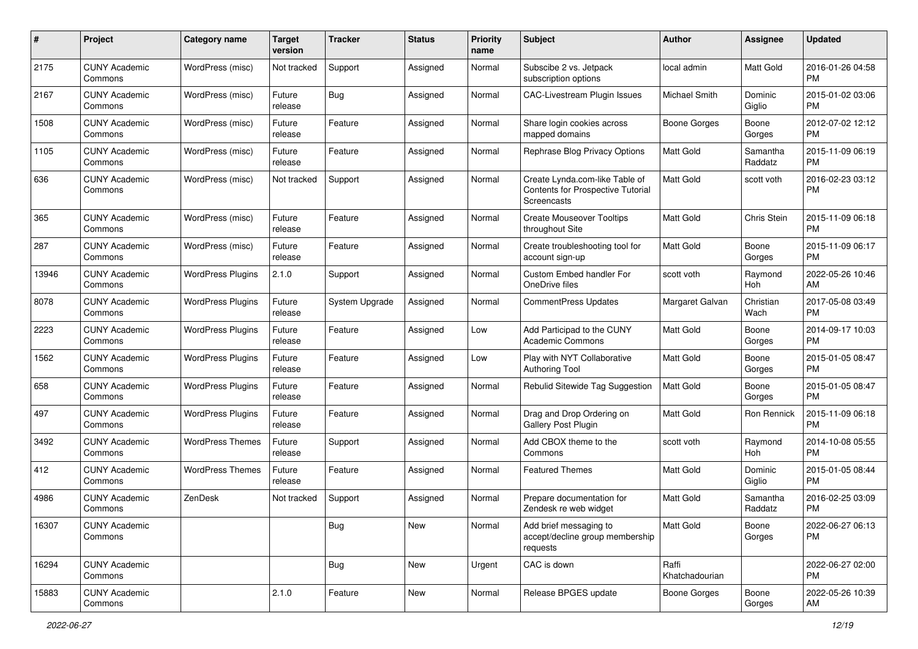| # | Project | Category name | Target version | Tracker | Status | Priority name | Subject | Author | Assignee | Updated |
|---|---|---|---|---|---|---|---|---|---|---|
| 2175 | CUNY Academic Commons | WordPress (misc) | Not tracked | Support | Assigned | Normal | Subscibe 2 vs. Jetpack subscription options | local admin | Matt Gold | 2016-01-26 04:58 PM |
| 2167 | CUNY Academic Commons | WordPress (misc) | Future release | Bug | Assigned | Normal | CAC-Livestream Plugin Issues | Michael Smith | Dominic Giglio | 2015-01-02 03:06 PM |
| 1508 | CUNY Academic Commons | WordPress (misc) | Future release | Feature | Assigned | Normal | Share login cookies across mapped domains | Boone Gorges | Boone Gorges | 2012-07-02 12:12 PM |
| 1105 | CUNY Academic Commons | WordPress (misc) | Future release | Feature | Assigned | Normal | Rephrase Blog Privacy Options | Matt Gold | Samantha Raddatz | 2015-11-09 06:19 PM |
| 636 | CUNY Academic Commons | WordPress (misc) | Not tracked | Support | Assigned | Normal | Create Lynda.com-like Table of Contents for Prospective Tutorial Screencasts | Matt Gold | scott voth | 2016-02-23 03:12 PM |
| 365 | CUNY Academic Commons | WordPress (misc) | Future release | Feature | Assigned | Normal | Create Mouseover Tooltips throughout Site | Matt Gold | Chris Stein | 2015-11-09 06:18 PM |
| 287 | CUNY Academic Commons | WordPress (misc) | Future release | Feature | Assigned | Normal | Create troubleshooting tool for account sign-up | Matt Gold | Boone Gorges | 2015-11-09 06:17 PM |
| 13946 | CUNY Academic Commons | WordPress Plugins | 2.1.0 | Support | Assigned | Normal | Custom Embed handler For OneDrive files | scott voth | Raymond Hoh | 2022-05-26 10:46 AM |
| 8078 | CUNY Academic Commons | WordPress Plugins | Future release | System Upgrade | Assigned | Normal | CommentPress Updates | Margaret Galvan | Christian Wach | 2017-05-08 03:49 PM |
| 2223 | CUNY Academic Commons | WordPress Plugins | Future release | Feature | Assigned | Low | Add Participad to the CUNY Academic Commons | Matt Gold | Boone Gorges | 2014-09-17 10:03 PM |
| 1562 | CUNY Academic Commons | WordPress Plugins | Future release | Feature | Assigned | Low | Play with NYT Collaborative Authoring Tool | Matt Gold | Boone Gorges | 2015-01-05 08:47 PM |
| 658 | CUNY Academic Commons | WordPress Plugins | Future release | Feature | Assigned | Normal | Rebulid Sitewide Tag Suggestion | Matt Gold | Boone Gorges | 2015-01-05 08:47 PM |
| 497 | CUNY Academic Commons | WordPress Plugins | Future release | Feature | Assigned | Normal | Drag and Drop Ordering on Gallery Post Plugin | Matt Gold | Ron Rennick | 2015-11-09 06:18 PM |
| 3492 | CUNY Academic Commons | WordPress Themes | Future release | Support | Assigned | Normal | Add CBOX theme to the Commons | scott voth | Raymond Hoh | 2014-10-08 05:55 PM |
| 412 | CUNY Academic Commons | WordPress Themes | Future release | Feature | Assigned | Normal | Featured Themes | Matt Gold | Dominic Giglio | 2015-01-05 08:44 PM |
| 4986 | CUNY Academic Commons | ZenDesk | Not tracked | Support | Assigned | Normal | Prepare documentation for Zendesk re web widget | Matt Gold | Samantha Raddatz | 2016-02-25 03:09 PM |
| 16307 | CUNY Academic Commons | | | Bug | New | Normal | Add brief messaging to accept/decline group membership requests | Matt Gold | Boone Gorges | 2022-06-27 06:13 PM |
| 16294 | CUNY Academic Commons | | | Bug | New | Urgent | CAC is down | Raffi Khatchadourian | | 2022-06-27 02:00 PM |
| 15883 | CUNY Academic Commons | | 2.1.0 | Feature | New | Normal | Release BPGES update | Boone Gorges | Boone Gorges | 2022-05-26 10:39 AM |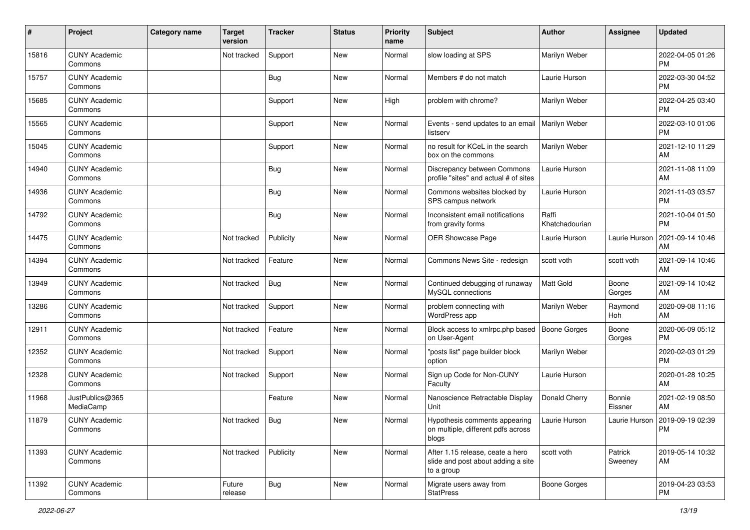| # | Project | Category name | Target version | Tracker | Status | Priority name | Subject | Author | Assignee | Updated |
|---|---|---|---|---|---|---|---|---|---|---|
| 15816 | CUNY Academic Commons | | Not tracked | Support | New | Normal | slow loading at SPS | Marilyn Weber | | 2022-04-05 01:26 PM |
| 15757 | CUNY Academic Commons | | | Bug | New | Normal | Members # do not match | Laurie Hurson | | 2022-03-30 04:52 PM |
| 15685 | CUNY Academic Commons | | | Support | New | High | problem with chrome? | Marilyn Weber | | 2022-04-25 03:40 PM |
| 15565 | CUNY Academic Commons | | | Support | New | Normal | Events - send updates to an email listserv | Marilyn Weber | | 2022-03-10 01:06 PM |
| 15045 | CUNY Academic Commons | | | Support | New | Normal | no result for KCeL in the search box on the commons | Marilyn Weber | | 2021-12-10 11:29 AM |
| 14940 | CUNY Academic Commons | | | Bug | New | Normal | Discrepancy between Commons profile "sites" and actual # of sites | Laurie Hurson | | 2021-11-08 11:09 AM |
| 14936 | CUNY Academic Commons | | | Bug | New | Normal | Commons websites blocked by SPS campus network | Laurie Hurson | | 2021-11-03 03:57 PM |
| 14792 | CUNY Academic Commons | | | Bug | New | Normal | Inconsistent email notifications from gravity forms | Raffi Khatchadourian | | 2021-10-04 01:50 PM |
| 14475 | CUNY Academic Commons | | Not tracked | Publicity | New | Normal | OER Showcase Page | Laurie Hurson | Laurie Hurson | 2021-09-14 10:46 AM |
| 14394 | CUNY Academic Commons | | Not tracked | Feature | New | Normal | Commons News Site - redesign | scott voth | scott voth | 2021-09-14 10:46 AM |
| 13949 | CUNY Academic Commons | | Not tracked | Bug | New | Normal | Continued debugging of runaway MySQL connections | Matt Gold | Boone Gorges | 2021-09-14 10:42 AM |
| 13286 | CUNY Academic Commons | | Not tracked | Support | New | Normal | problem connecting with WordPress app | Marilyn Weber | Raymond Hoh | 2020-09-08 11:16 AM |
| 12911 | CUNY Academic Commons | | Not tracked | Feature | New | Normal | Block access to xmlrpc.php based on User-Agent | Boone Gorges | Boone Gorges | 2020-06-09 05:12 PM |
| 12352 | CUNY Academic Commons | | Not tracked | Support | New | Normal | "posts list" page builder block option | Marilyn Weber | | 2020-02-03 01:29 PM |
| 12328 | CUNY Academic Commons | | Not tracked | Support | New | Normal | Sign up Code for Non-CUNY Faculty | Laurie Hurson | | 2020-01-28 10:25 AM |
| 11968 | JustPublics@365 MediaCamp | | | Feature | New | Normal | Nanoscience Retractable Display Unit | Donald Cherry | Bonnie Eissner | 2021-02-19 08:50 AM |
| 11879 | CUNY Academic Commons | | Not tracked | Bug | New | Normal | Hypothesis comments appearing on multiple, different pdfs across blogs | Laurie Hurson | Laurie Hurson | 2019-09-19 02:39 PM |
| 11393 | CUNY Academic Commons | | Not tracked | Publicity | New | Normal | After 1.15 release, ceate a hero slide and post about adding a site to a group | scott voth | Patrick Sweeney | 2019-05-14 10:32 AM |
| 11392 | CUNY Academic Commons | | Future release | Bug | New | Normal | Migrate users away from StatPress | Boone Gorges | | 2019-04-23 03:53 PM |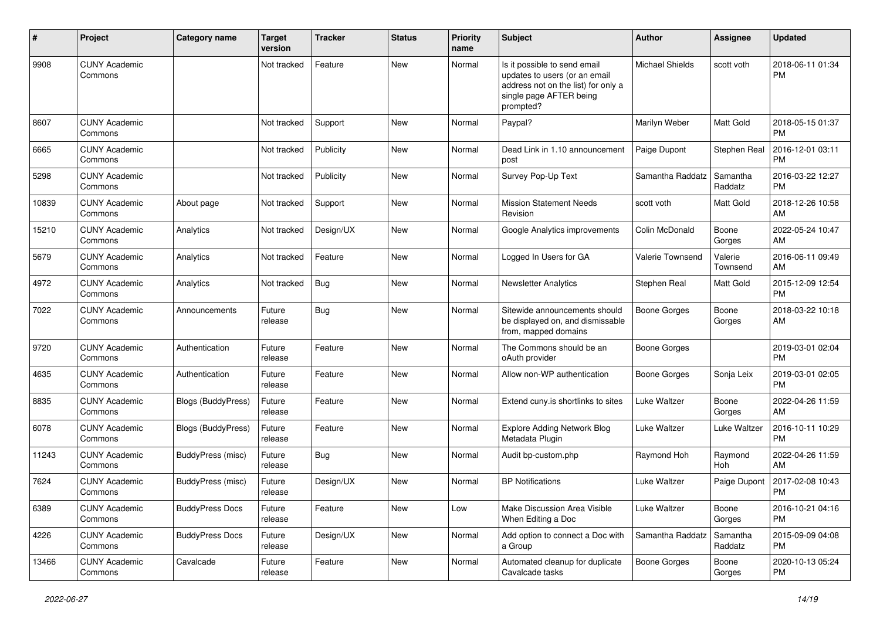| # | Project | Category name | Target version | Tracker | Status | Priority name | Subject | Author | Assignee | Updated |
|---|---|---|---|---|---|---|---|---|---|---|
| 9908 | CUNY Academic Commons | | Not tracked | Feature | New | Normal | Is it possible to send email updates to users (or an email address not on the list) for only a single page AFTER being prompted? | Michael Shields | scott voth | 2018-06-11 01:34 PM |
| 8607 | CUNY Academic Commons | | Not tracked | Support | New | Normal | Paypal? | Marilyn Weber | Matt Gold | 2018-05-15 01:37 PM |
| 6665 | CUNY Academic Commons | | Not tracked | Publicity | New | Normal | Dead Link in 1.10 announcement post | Paige Dupont | Stephen Real | 2016-12-01 03:11 PM |
| 5298 | CUNY Academic Commons | | Not tracked | Publicity | New | Normal | Survey Pop-Up Text | Samantha Raddatz | Samantha Raddatz | 2016-03-22 12:27 PM |
| 10839 | CUNY Academic Commons | About page | Not tracked | Support | New | Normal | Mission Statement Needs Revision | scott voth | Matt Gold | 2018-12-26 10:58 AM |
| 15210 | CUNY Academic Commons | Analytics | Not tracked | Design/UX | New | Normal | Google Analytics improvements | Colin McDonald | Boone Gorges | 2022-05-24 10:47 AM |
| 5679 | CUNY Academic Commons | Analytics | Not tracked | Feature | New | Normal | Logged In Users for GA | Valerie Townsend | Valerie Townsend | 2016-06-11 09:49 AM |
| 4972 | CUNY Academic Commons | Analytics | Not tracked | Bug | New | Normal | Newsletter Analytics | Stephen Real | Matt Gold | 2015-12-09 12:54 PM |
| 7022 | CUNY Academic Commons | Announcements | Future release | Bug | New | Normal | Sitewide announcements should be displayed on, and dismissable from, mapped domains | Boone Gorges | Boone Gorges | 2018-03-22 10:18 AM |
| 9720 | CUNY Academic Commons | Authentication | Future release | Feature | New | Normal | The Commons should be an oAuth provider | Boone Gorges | | 2019-03-01 02:04 PM |
| 4635 | CUNY Academic Commons | Authentication | Future release | Feature | New | Normal | Allow non-WP authentication | Boone Gorges | Sonja Leix | 2019-03-01 02:05 PM |
| 8835 | CUNY Academic Commons | Blogs (BuddyPress) | Future release | Feature | New | Normal | Extend cuny.is shortlinks to sites | Luke Waltzer | Boone Gorges | 2022-04-26 11:59 AM |
| 6078 | CUNY Academic Commons | Blogs (BuddyPress) | Future release | Feature | New | Normal | Explore Adding Network Blog Metadata Plugin | Luke Waltzer | Luke Waltzer | 2016-10-11 10:29 PM |
| 11243 | CUNY Academic Commons | BuddyPress (misc) | Future release | Bug | New | Normal | Audit bp-custom.php | Raymond Hoh | Raymond Hoh | 2022-04-26 11:59 AM |
| 7624 | CUNY Academic Commons | BuddyPress (misc) | Future release | Design/UX | New | Normal | BP Notifications | Luke Waltzer | Paige Dupont | 2017-02-08 10:43 PM |
| 6389 | CUNY Academic Commons | BuddyPress Docs | Future release | Feature | New | Low | Make Discussion Area Visible When Editing a Doc | Luke Waltzer | Boone Gorges | 2016-10-21 04:16 PM |
| 4226 | CUNY Academic Commons | BuddyPress Docs | Future release | Design/UX | New | Normal | Add option to connect a Doc with a Group | Samantha Raddatz | Samantha Raddatz | 2015-09-09 04:08 PM |
| 13466 | CUNY Academic Commons | Cavalcade | Future release | Feature | New | Normal | Automated cleanup for duplicate Cavalcade tasks | Boone Gorges | Boone Gorges | 2020-10-13 05:24 PM |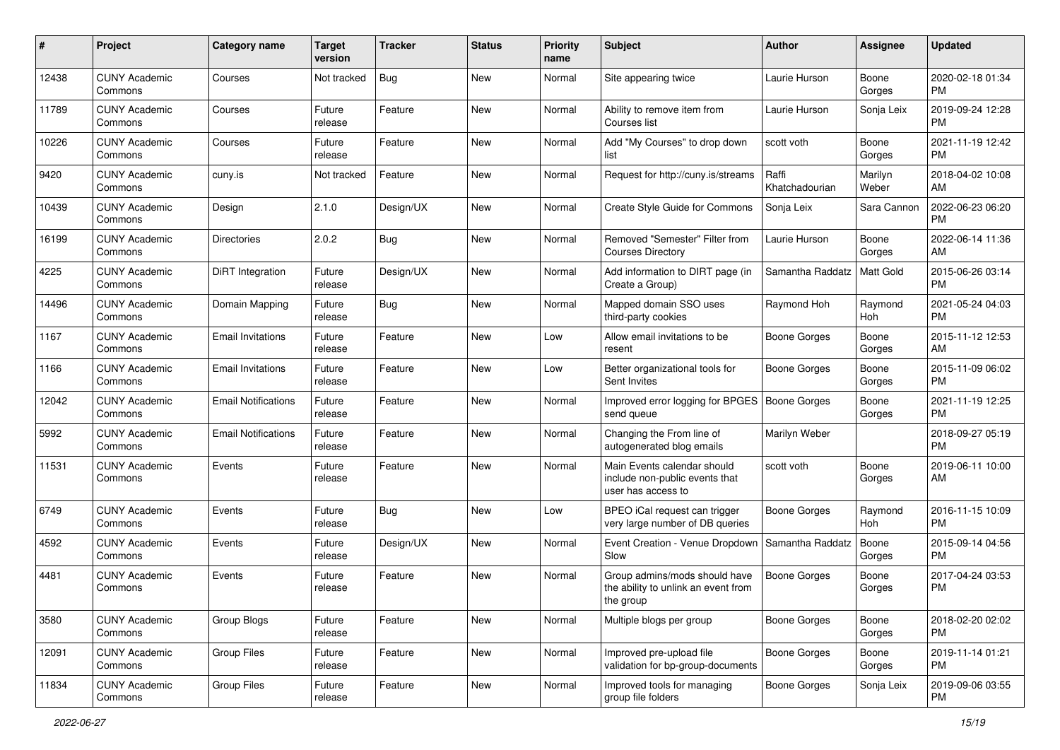| # | Project | Category name | Target version | Tracker | Status | Priority name | Subject | Author | Assignee | Updated |
|---|---|---|---|---|---|---|---|---|---|---|
| 12438 | CUNY Academic Commons | Courses | Not tracked | Bug | New | Normal | Site appearing twice | Laurie Hurson | Boone Gorges | 2020-02-18 01:34 PM |
| 11789 | CUNY Academic Commons | Courses | Future release | Feature | New | Normal | Ability to remove item from Courses list | Laurie Hurson | Sonja Leix | 2019-09-24 12:28 PM |
| 10226 | CUNY Academic Commons | Courses | Future release | Feature | New | Normal | Add "My Courses" to drop down list | scott voth | Boone Gorges | 2021-11-19 12:42 PM |
| 9420 | CUNY Academic Commons | cuny.is | Not tracked | Feature | New | Normal | Request for http://cuny.is/streams | Raffi Khatchadourian | Marilyn Weber | 2018-04-02 10:08 AM |
| 10439 | CUNY Academic Commons | Design | 2.1.0 | Design/UX | New | Normal | Create Style Guide for Commons | Sonja Leix | Sara Cannon | 2022-06-23 06:20 PM |
| 16199 | CUNY Academic Commons | Directories | 2.0.2 | Bug | New | Normal | Removed "Semester" Filter from Courses Directory | Laurie Hurson | Boone Gorges | 2022-06-14 11:36 AM |
| 4225 | CUNY Academic Commons | DiRT Integration | Future release | Design/UX | New | Normal | Add information to DIRT page (in Create a Group) | Samantha Raddatz | Matt Gold | 2015-06-26 03:14 PM |
| 14496 | CUNY Academic Commons | Domain Mapping | Future release | Bug | New | Normal | Mapped domain SSO uses third-party cookies | Raymond Hoh | Raymond Hoh | 2021-05-24 04:03 PM |
| 1167 | CUNY Academic Commons | Email Invitations | Future release | Feature | New | Low | Allow email invitations to be resent | Boone Gorges | Boone Gorges | 2015-11-12 12:53 AM |
| 1166 | CUNY Academic Commons | Email Invitations | Future release | Feature | New | Low | Better organizational tools for Sent Invites | Boone Gorges | Boone Gorges | 2015-11-09 06:02 PM |
| 12042 | CUNY Academic Commons | Email Notifications | Future release | Feature | New | Normal | Improved error logging for BPGES send queue | Boone Gorges | Boone Gorges | 2021-11-19 12:25 PM |
| 5992 | CUNY Academic Commons | Email Notifications | Future release | Feature | New | Normal | Changing the From line of autogenerated blog emails | Marilyn Weber | | 2018-09-27 05:19 PM |
| 11531 | CUNY Academic Commons | Events | Future release | Feature | New | Normal | Main Events calendar should include non-public events that user has access to | scott voth | Boone Gorges | 2019-06-11 10:00 AM |
| 6749 | CUNY Academic Commons | Events | Future release | Bug | New | Low | BPEO iCal request can trigger very large number of DB queries | Boone Gorges | Raymond Hoh | 2016-11-15 10:09 PM |
| 4592 | CUNY Academic Commons | Events | Future release | Design/UX | New | Normal | Event Creation - Venue Dropdown Slow | Samantha Raddatz | Boone Gorges | 2015-09-14 04:56 PM |
| 4481 | CUNY Academic Commons | Events | Future release | Feature | New | Normal | Group admins/mods should have the ability to unlink an event from the group | Boone Gorges | Boone Gorges | 2017-04-24 03:53 PM |
| 3580 | CUNY Academic Commons | Group Blogs | Future release | Feature | New | Normal | Multiple blogs per group | Boone Gorges | Boone Gorges | 2018-02-20 02:02 PM |
| 12091 | CUNY Academic Commons | Group Files | Future release | Feature | New | Normal | Improved pre-upload file validation for bp-group-documents | Boone Gorges | Boone Gorges | 2019-11-14 01:21 PM |
| 11834 | CUNY Academic Commons | Group Files | Future release | Feature | New | Normal | Improved tools for managing group file folders | Boone Gorges | Sonja Leix | 2019-09-06 03:55 PM |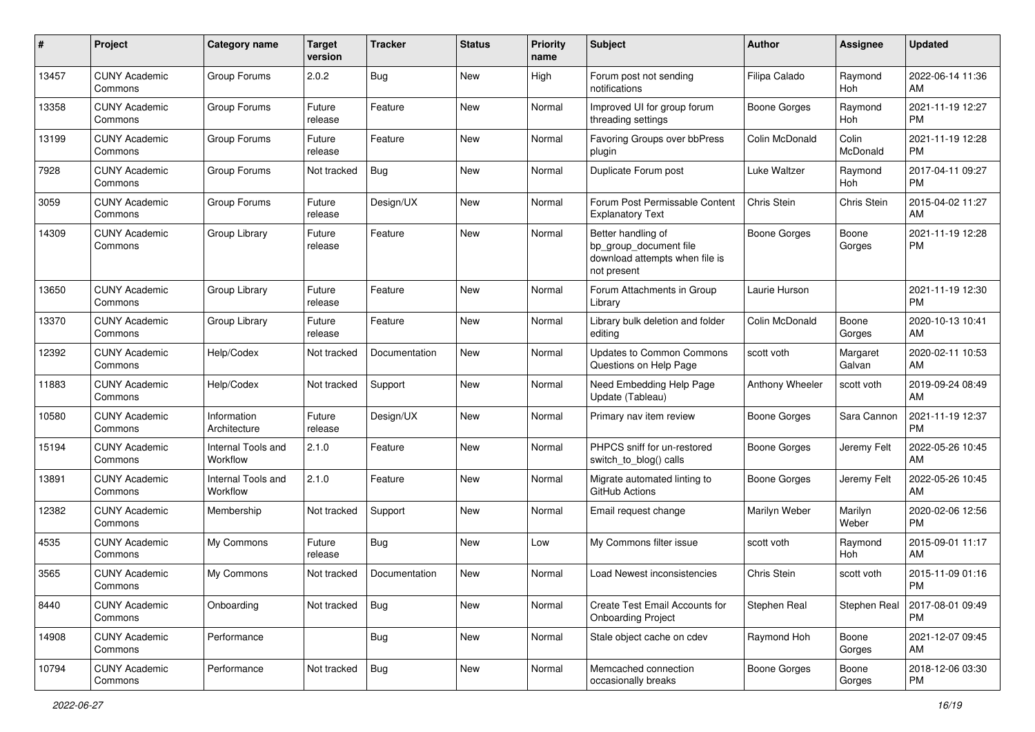| # | Project | Category name | Target version | Tracker | Status | Priority name | Subject | Author | Assignee | Updated |
|---|---|---|---|---|---|---|---|---|---|---|
| 13457 | CUNY Academic Commons | Group Forums | 2.0.2 | Bug | New | High | Forum post not sending notifications | Filipa Calado | Raymond Hoh | 2022-06-14 11:36 AM |
| 13358 | CUNY Academic Commons | Group Forums | Future release | Feature | New | Normal | Improved UI for group forum threading settings | Boone Gorges | Raymond Hoh | 2021-11-19 12:27 PM |
| 13199 | CUNY Academic Commons | Group Forums | Future release | Feature | New | Normal | Favoring Groups over bbPress plugin | Colin McDonald | Colin McDonald | 2021-11-19 12:28 PM |
| 7928 | CUNY Academic Commons | Group Forums | Not tracked | Bug | New | Normal | Duplicate Forum post | Luke Waltzer | Raymond Hoh | 2017-04-11 09:27 PM |
| 3059 | CUNY Academic Commons | Group Forums | Future release | Design/UX | New | Normal | Forum Post Permissable Content Explanatory Text | Chris Stein | Chris Stein | 2015-04-02 11:27 AM |
| 14309 | CUNY Academic Commons | Group Library | Future release | Feature | New | Normal | Better handling of bp_group_document file download attempts when file is not present | Boone Gorges | Boone Gorges | 2021-11-19 12:28 PM |
| 13650 | CUNY Academic Commons | Group Library | Future release | Feature | New | Normal | Forum Attachments in Group Library | Laurie Hurson | | 2021-11-19 12:30 PM |
| 13370 | CUNY Academic Commons | Group Library | Future release | Feature | New | Normal | Library bulk deletion and folder editing | Colin McDonald | Boone Gorges | 2020-10-13 10:41 AM |
| 12392 | CUNY Academic Commons | Help/Codex | Not tracked | Documentation | New | Normal | Updates to Common Commons Questions on Help Page | scott voth | Margaret Galvan | 2020-02-11 10:53 AM |
| 11883 | CUNY Academic Commons | Help/Codex | Not tracked | Support | New | Normal | Need Embedding Help Page Update (Tableau) | Anthony Wheeler | scott voth | 2019-09-24 08:49 AM |
| 10580 | CUNY Academic Commons | Information Architecture | Future release | Design/UX | New | Normal | Primary nav item review | Boone Gorges | Sara Cannon | 2021-11-19 12:37 PM |
| 15194 | CUNY Academic Commons | Internal Tools and Workflow | 2.1.0 | Feature | New | Normal | PHPCS sniff for un-restored switch_to_blog() calls | Boone Gorges | Jeremy Felt | 2022-05-26 10:45 AM |
| 13891 | CUNY Academic Commons | Internal Tools and Workflow | 2.1.0 | Feature | New | Normal | Migrate automated linting to GitHub Actions | Boone Gorges | Jeremy Felt | 2022-05-26 10:45 AM |
| 12382 | CUNY Academic Commons | Membership | Not tracked | Support | New | Normal | Email request change | Marilyn Weber | Marilyn Weber | 2020-02-06 12:56 PM |
| 4535 | CUNY Academic Commons | My Commons | Future release | Bug | New | Low | My Commons filter issue | scott voth | Raymond Hoh | 2015-09-01 11:17 AM |
| 3565 | CUNY Academic Commons | My Commons | Not tracked | Documentation | New | Normal | Load Newest inconsistencies | Chris Stein | scott voth | 2015-11-09 01:16 PM |
| 8440 | CUNY Academic Commons | Onboarding | Not tracked | Bug | New | Normal | Create Test Email Accounts for Onboarding Project | Stephen Real | Stephen Real | 2017-08-01 09:49 PM |
| 14908 | CUNY Academic Commons | Performance | | Bug | New | Normal | Stale object cache on cdev | Raymond Hoh | Boone Gorges | 2021-12-07 09:45 AM |
| 10794 | CUNY Academic Commons | Performance | Not tracked | Bug | New | Normal | Memcached connection occasionally breaks | Boone Gorges | Boone Gorges | 2018-12-06 03:30 PM |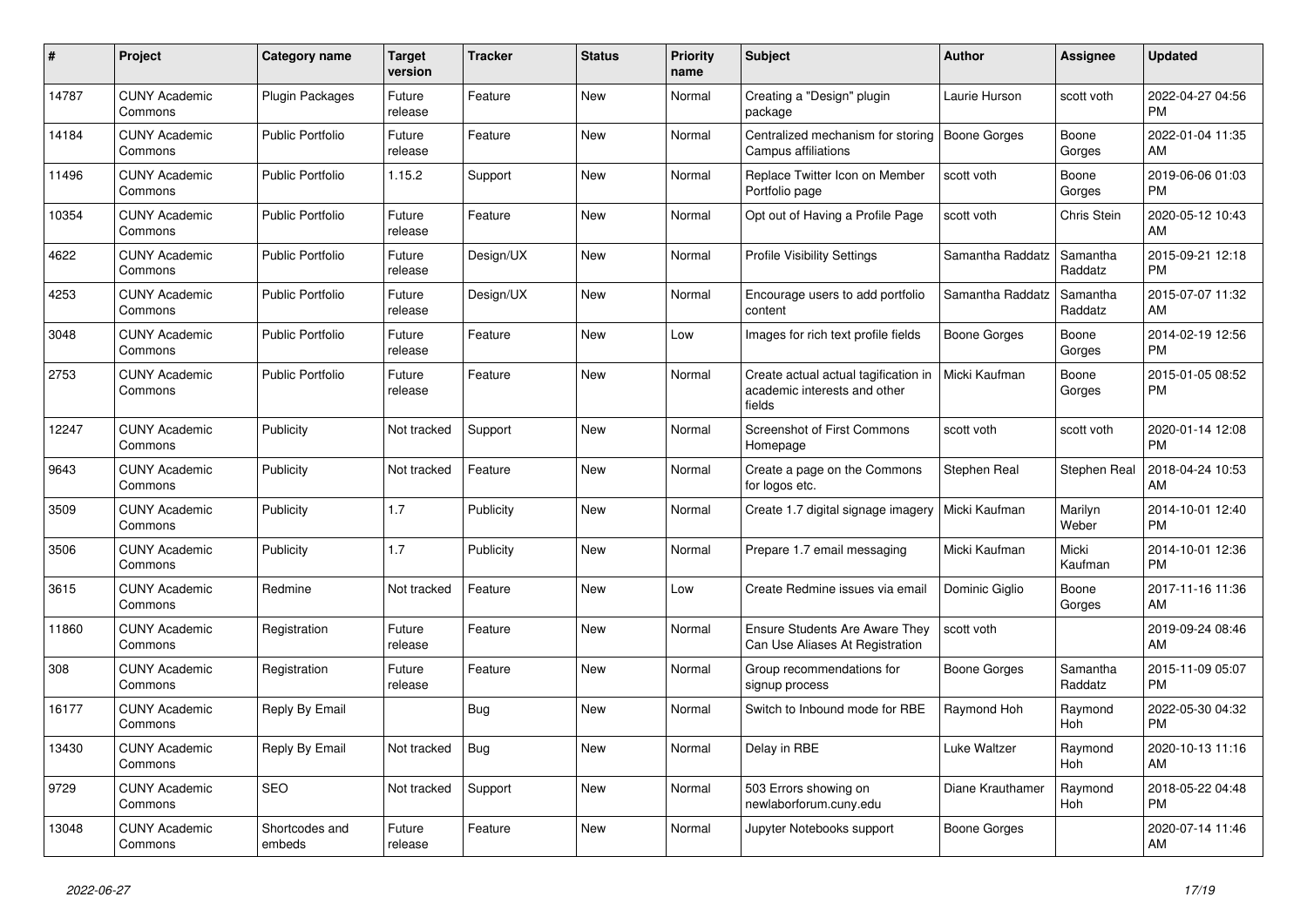| # | Project | Category name | Target version | Tracker | Status | Priority name | Subject | Author | Assignee | Updated |
|---|---|---|---|---|---|---|---|---|---|---|
| 14787 | CUNY Academic Commons | Plugin Packages | Future release | Feature | New | Normal | Creating a "Design" plugin package | Laurie Hurson | scott voth | 2022-04-27 04:56 PM |
| 14184 | CUNY Academic Commons | Public Portfolio | Future release | Feature | New | Normal | Centralized mechanism for storing Campus affiliations | Boone Gorges | Boone Gorges | 2022-01-04 11:35 AM |
| 11496 | CUNY Academic Commons | Public Portfolio | 1.15.2 | Support | New | Normal | Replace Twitter Icon on Member Portfolio page | scott voth | Boone Gorges | 2019-06-06 01:03 PM |
| 10354 | CUNY Academic Commons | Public Portfolio | Future release | Feature | New | Normal | Opt out of Having a Profile Page | scott voth | Chris Stein | 2020-05-12 10:43 AM |
| 4622 | CUNY Academic Commons | Public Portfolio | Future release | Design/UX | New | Normal | Profile Visibility Settings | Samantha Raddatz | Samantha Raddatz | 2015-09-21 12:18 PM |
| 4253 | CUNY Academic Commons | Public Portfolio | Future release | Design/UX | New | Normal | Encourage users to add portfolio content | Samantha Raddatz | Samantha Raddatz | 2015-07-07 11:32 AM |
| 3048 | CUNY Academic Commons | Public Portfolio | Future release | Feature | New | Low | Images for rich text profile fields | Boone Gorges | Boone Gorges | 2014-02-19 12:56 PM |
| 2753 | CUNY Academic Commons | Public Portfolio | Future release | Feature | New | Normal | Create actual actual tagification in academic interests and other fields | Micki Kaufman | Boone Gorges | 2015-01-05 08:52 PM |
| 12247 | CUNY Academic Commons | Publicity | Not tracked | Support | New | Normal | Screenshot of First Commons Homepage | scott voth | scott voth | 2020-01-14 12:08 PM |
| 9643 | CUNY Academic Commons | Publicity | Not tracked | Feature | New | Normal | Create a page on the Commons for logos etc. | Stephen Real | Stephen Real | 2018-04-24 10:53 AM |
| 3509 | CUNY Academic Commons | Publicity | 1.7 | Publicity | New | Normal | Create 1.7 digital signage imagery | Micki Kaufman | Marilyn Weber | 2014-10-01 12:40 PM |
| 3506 | CUNY Academic Commons | Publicity | 1.7 | Publicity | New | Normal | Prepare 1.7 email messaging | Micki Kaufman | Micki Kaufman | 2014-10-01 12:36 PM |
| 3615 | CUNY Academic Commons | Redmine | Not tracked | Feature | New | Low | Create Redmine issues via email | Dominic Giglio | Boone Gorges | 2017-11-16 11:36 AM |
| 11860 | CUNY Academic Commons | Registration | Future release | Feature | New | Normal | Ensure Students Are Aware They Can Use Aliases At Registration | scott voth | | 2019-09-24 08:46 AM |
| 308 | CUNY Academic Commons | Registration | Future release | Feature | New | Normal | Group recommendations for signup process | Boone Gorges | Samantha Raddatz | 2015-11-09 05:07 PM |
| 16177 | CUNY Academic Commons | Reply By Email | | Bug | New | Normal | Switch to Inbound mode for RBE | Raymond Hoh | Raymond Hoh | 2022-05-30 04:32 PM |
| 13430 | CUNY Academic Commons | Reply By Email | Not tracked | Bug | New | Normal | Delay in RBE | Luke Waltzer | Raymond Hoh | 2020-10-13 11:16 AM |
| 9729 | CUNY Academic Commons | SEO | Not tracked | Support | New | Normal | 503 Errors showing on newlaborforum.cuny.edu | Diane Krauthamer | Raymond Hoh | 2018-05-22 04:48 PM |
| 13048 | CUNY Academic Commons | Shortcodes and embeds | Future release | Feature | New | Normal | Jupyter Notebooks support | Boone Gorges | | 2020-07-14 11:46 AM |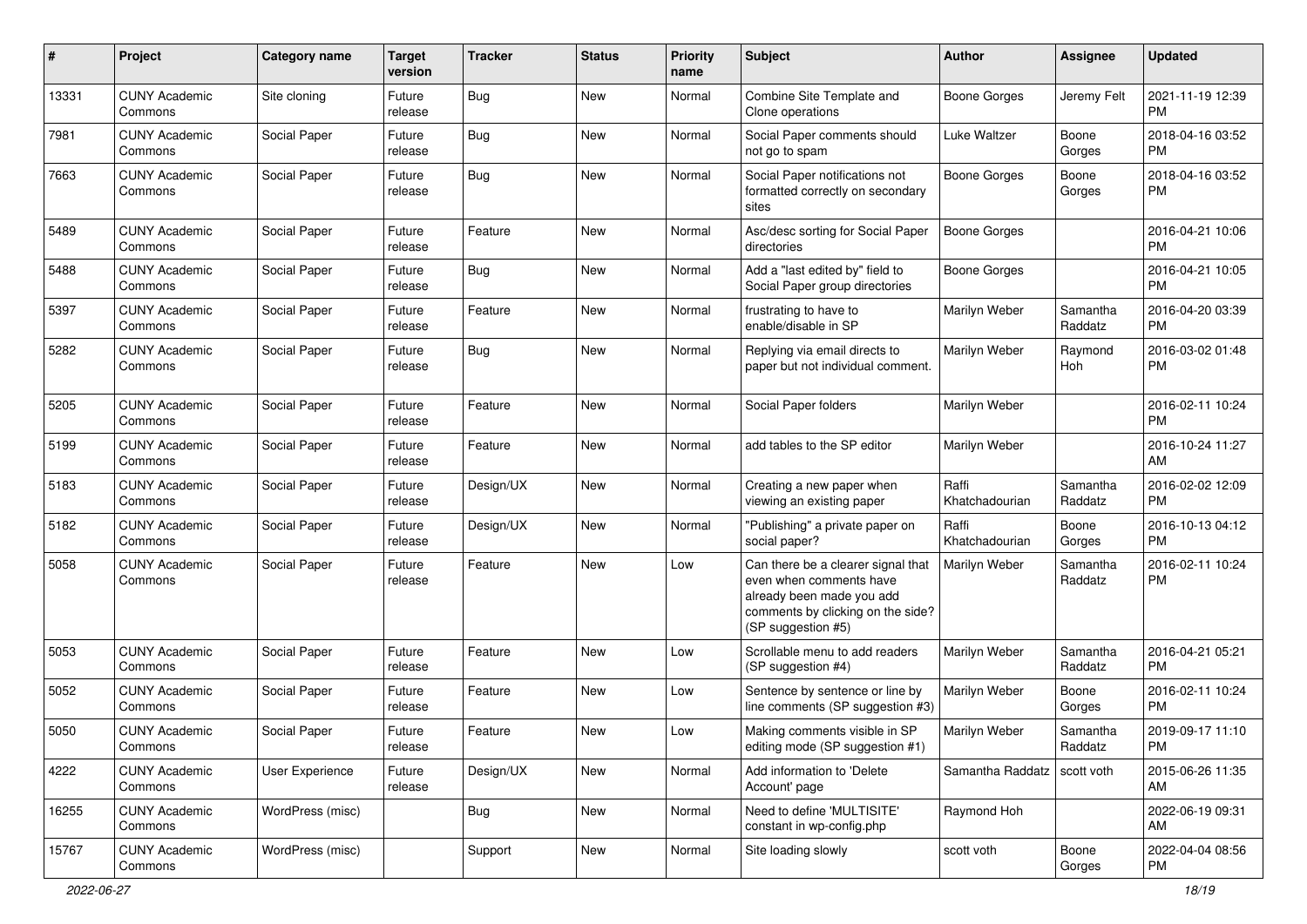| # | Project | Category name | Target version | Tracker | Status | Priority name | Subject | Author | Assignee | Updated |
|---|---|---|---|---|---|---|---|---|---|---|
| 13331 | CUNY Academic Commons | Site cloning | Future release | Bug | New | Normal | Combine Site Template and Clone operations | Boone Gorges | Jeremy Felt | 2021-11-19 12:39 PM |
| 7981 | CUNY Academic Commons | Social Paper | Future release | Bug | New | Normal | Social Paper comments should not go to spam | Luke Waltzer | Boone Gorges | 2018-04-16 03:52 PM |
| 7663 | CUNY Academic Commons | Social Paper | Future release | Bug | New | Normal | Social Paper notifications not formatted correctly on secondary sites | Boone Gorges | Boone Gorges | 2018-04-16 03:52 PM |
| 5489 | CUNY Academic Commons | Social Paper | Future release | Feature | New | Normal | Asc/desc sorting for Social Paper directories | Boone Gorges | | 2016-04-21 10:06 PM |
| 5488 | CUNY Academic Commons | Social Paper | Future release | Bug | New | Normal | Add a "last edited by" field to Social Paper group directories | Boone Gorges | | 2016-04-21 10:05 PM |
| 5397 | CUNY Academic Commons | Social Paper | Future release | Feature | New | Normal | frustrating to have to enable/disable in SP | Marilyn Weber | Samantha Raddatz | 2016-04-20 03:39 PM |
| 5282 | CUNY Academic Commons | Social Paper | Future release | Bug | New | Normal | Replying via email directs to paper but not individual comment. | Marilyn Weber | Raymond Hoh | 2016-03-02 01:48 PM |
| 5205 | CUNY Academic Commons | Social Paper | Future release | Feature | New | Normal | Social Paper folders | Marilyn Weber | | 2016-02-11 10:24 PM |
| 5199 | CUNY Academic Commons | Social Paper | Future release | Feature | New | Normal | add tables to the SP editor | Marilyn Weber | | 2016-10-24 11:27 AM |
| 5183 | CUNY Academic Commons | Social Paper | Future release | Design/UX | New | Normal | Creating a new paper when viewing an existing paper | Raffi Khatchadourian | Samantha Raddatz | 2016-02-02 12:09 PM |
| 5182 | CUNY Academic Commons | Social Paper | Future release | Design/UX | New | Normal | "Publishing" a private paper on social paper? | Raffi Khatchadourian | Boone Gorges | 2016-10-13 04:12 PM |
| 5058 | CUNY Academic Commons | Social Paper | Future release | Feature | New | Low | Can there be a clearer signal that even when comments have already been made you add comments by clicking on the side? (SP suggestion #5) | Marilyn Weber | Samantha Raddatz | 2016-02-11 10:24 PM |
| 5053 | CUNY Academic Commons | Social Paper | Future release | Feature | New | Low | Scrollable menu to add readers (SP suggestion #4) | Marilyn Weber | Samantha Raddatz | 2016-04-21 05:21 PM |
| 5052 | CUNY Academic Commons | Social Paper | Future release | Feature | New | Low | Sentence by sentence or line by line comments (SP suggestion #3) | Marilyn Weber | Boone Gorges | 2016-02-11 10:24 PM |
| 5050 | CUNY Academic Commons | Social Paper | Future release | Feature | New | Low | Making comments visible in SP editing mode (SP suggestion #1) | Marilyn Weber | Samantha Raddatz | 2019-09-17 11:10 PM |
| 4222 | CUNY Academic Commons | User Experience | Future release | Design/UX | New | Normal | Add information to 'Delete Account' page | Samantha Raddatz | scott voth | 2015-06-26 11:35 AM |
| 16255 | CUNY Academic Commons | WordPress (misc) | | Bug | New | Normal | Need to define 'MULTISITE' constant in wp-config.php | Raymond Hoh | | 2022-06-19 09:31 AM |
| 15767 | CUNY Academic Commons | WordPress (misc) | | Support | New | Normal | Site loading slowly | scott voth | Boone Gorges | 2022-04-04 08:56 PM |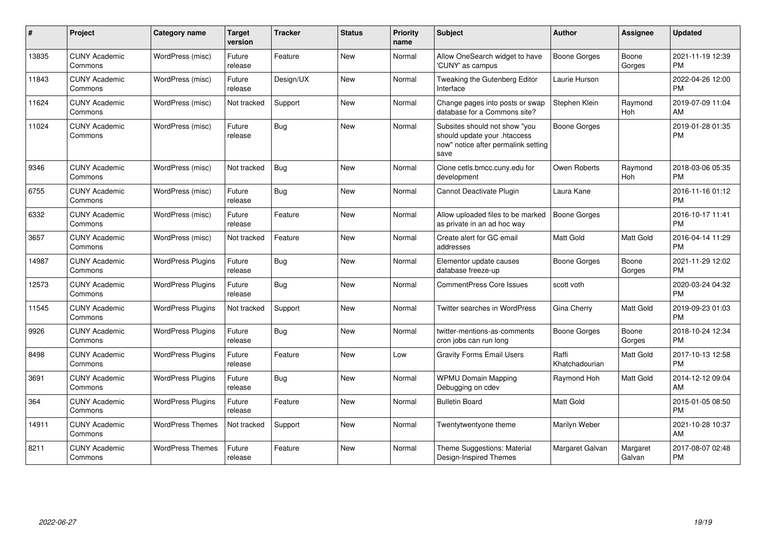| # | Project | Category name | Target version | Tracker | Status | Priority name | Subject | Author | Assignee | Updated |
| --- | --- | --- | --- | --- | --- | --- | --- | --- | --- | --- |
| 13835 | CUNY Academic Commons | WordPress (misc) | Future release | Feature | New | Normal | Allow OneSearch widget to have 'CUNY' as campus | Boone Gorges | Boone Gorges | 2021-11-19 12:39 PM |
| 11843 | CUNY Academic Commons | WordPress (misc) | Future release | Design/UX | New | Normal | Tweaking the Gutenberg Editor Interface | Laurie Hurson | | 2022-04-26 12:00 PM |
| 11624 | CUNY Academic Commons | WordPress (misc) | Not tracked | Support | New | Normal | Change pages into posts or swap database for a Commons site? | Stephen Klein | Raymond Hoh | 2019-07-09 11:04 AM |
| 11024 | CUNY Academic Commons | WordPress (misc) | Future release | Bug | New | Normal | Subsites should not show "you should update your .htaccess now" notice after permalink setting save | Boone Gorges | | 2019-01-28 01:35 PM |
| 9346 | CUNY Academic Commons | WordPress (misc) | Not tracked | Bug | New | Normal | Clone cetls.bmcc.cuny.edu for development | Owen Roberts | Raymond Hoh | 2018-03-06 05:35 PM |
| 6755 | CUNY Academic Commons | WordPress (misc) | Future release | Bug | New | Normal | Cannot Deactivate Plugin | Laura Kane | | 2016-11-16 01:12 PM |
| 6332 | CUNY Academic Commons | WordPress (misc) | Future release | Feature | New | Normal | Allow uploaded files to be marked as private in an ad hoc way | Boone Gorges | | 2016-10-17 11:41 PM |
| 3657 | CUNY Academic Commons | WordPress (misc) | Not tracked | Feature | New | Normal | Create alert for GC email addresses | Matt Gold | Matt Gold | 2016-04-14 11:29 PM |
| 14987 | CUNY Academic Commons | WordPress Plugins | Future release | Bug | New | Normal | Elementor update causes database freeze-up | Boone Gorges | Boone Gorges | 2021-11-29 12:02 PM |
| 12573 | CUNY Academic Commons | WordPress Plugins | Future release | Bug | New | Normal | CommentPress Core Issues | scott voth | | 2020-03-24 04:32 PM |
| 11545 | CUNY Academic Commons | WordPress Plugins | Not tracked | Support | New | Normal | Twitter searches in WordPress | Gina Cherry | Matt Gold | 2019-09-23 01:03 PM |
| 9926 | CUNY Academic Commons | WordPress Plugins | Future release | Bug | New | Normal | twitter-mentions-as-comments cron jobs can run long | Boone Gorges | Boone Gorges | 2018-10-24 12:34 PM |
| 8498 | CUNY Academic Commons | WordPress Plugins | Future release | Feature | New | Low | Gravity Forms Email Users | Raffi Khatchadourian | Matt Gold | 2017-10-13 12:58 PM |
| 3691 | CUNY Academic Commons | WordPress Plugins | Future release | Bug | New | Normal | WPMU Domain Mapping Debugging on cdev | Raymond Hoh | Matt Gold | 2014-12-12 09:04 AM |
| 364 | CUNY Academic Commons | WordPress Plugins | Future release | Feature | New | Normal | Bulletin Board | Matt Gold | | 2015-01-05 08:50 PM |
| 14911 | CUNY Academic Commons | WordPress Themes | Not tracked | Support | New | Normal | Twentytwentyone theme | Marilyn Weber | | 2021-10-28 10:37 AM |
| 8211 | CUNY Academic Commons | WordPress Themes | Future release | Feature | New | Normal | Theme Suggestions: Material Design-Inspired Themes | Margaret Galvan | Margaret Galvan | 2017-08-07 02:48 PM |